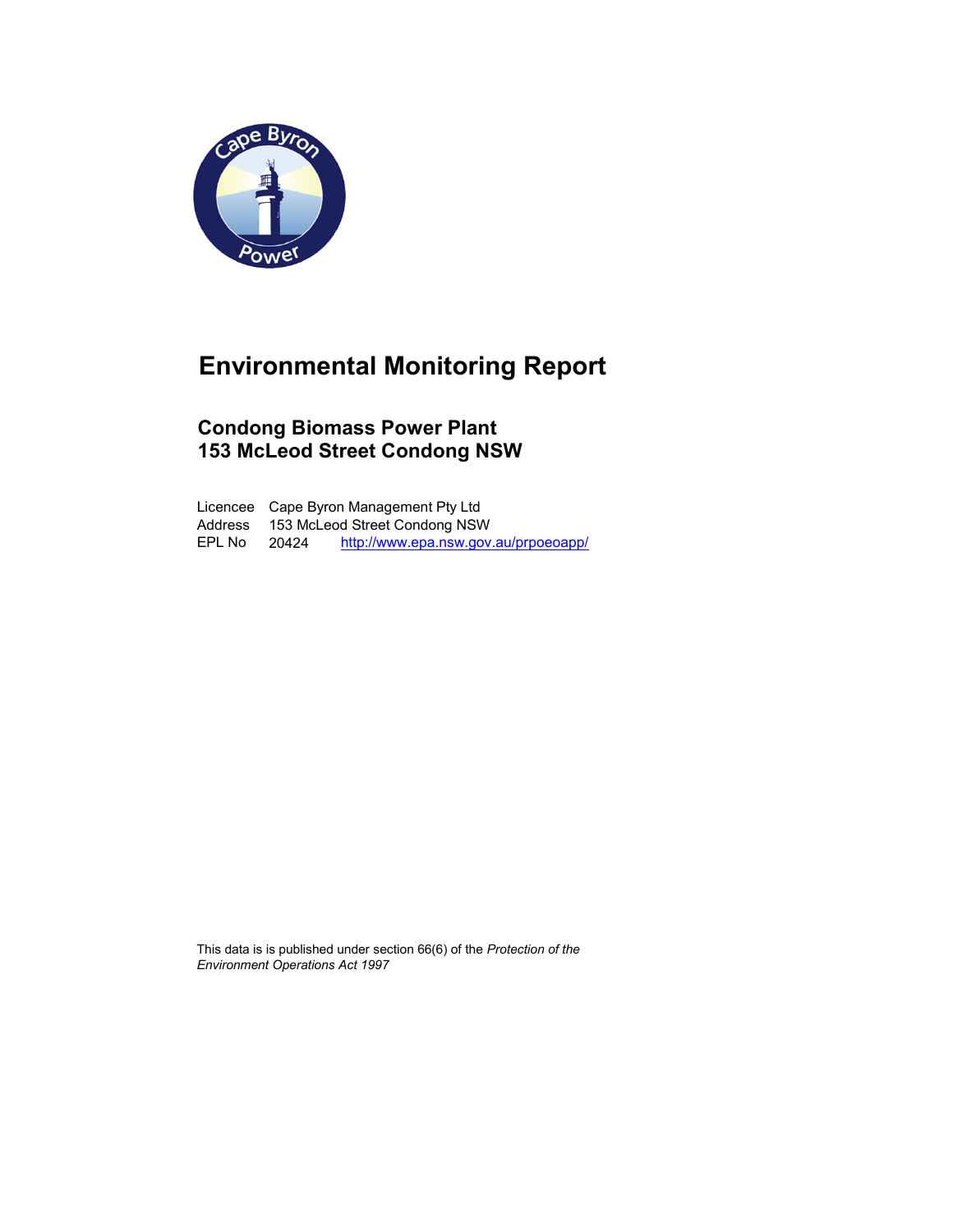# Environmental Monitoring Report

## Condong Biomass Power Plant
## 153 McLeod Street Condong NSW

| | | |
|---|---|---|
| Licencee | Cape Byron Management Pty Ltd | |
| Address | 153 McLeod Street Condong NSW | |
| EPL No | 20424 | http://www.epa.nsw.gov.au/prpoeoapp/ |

This data is is published under section 66(6) of the *Protection of the Environment Operations Act 1997*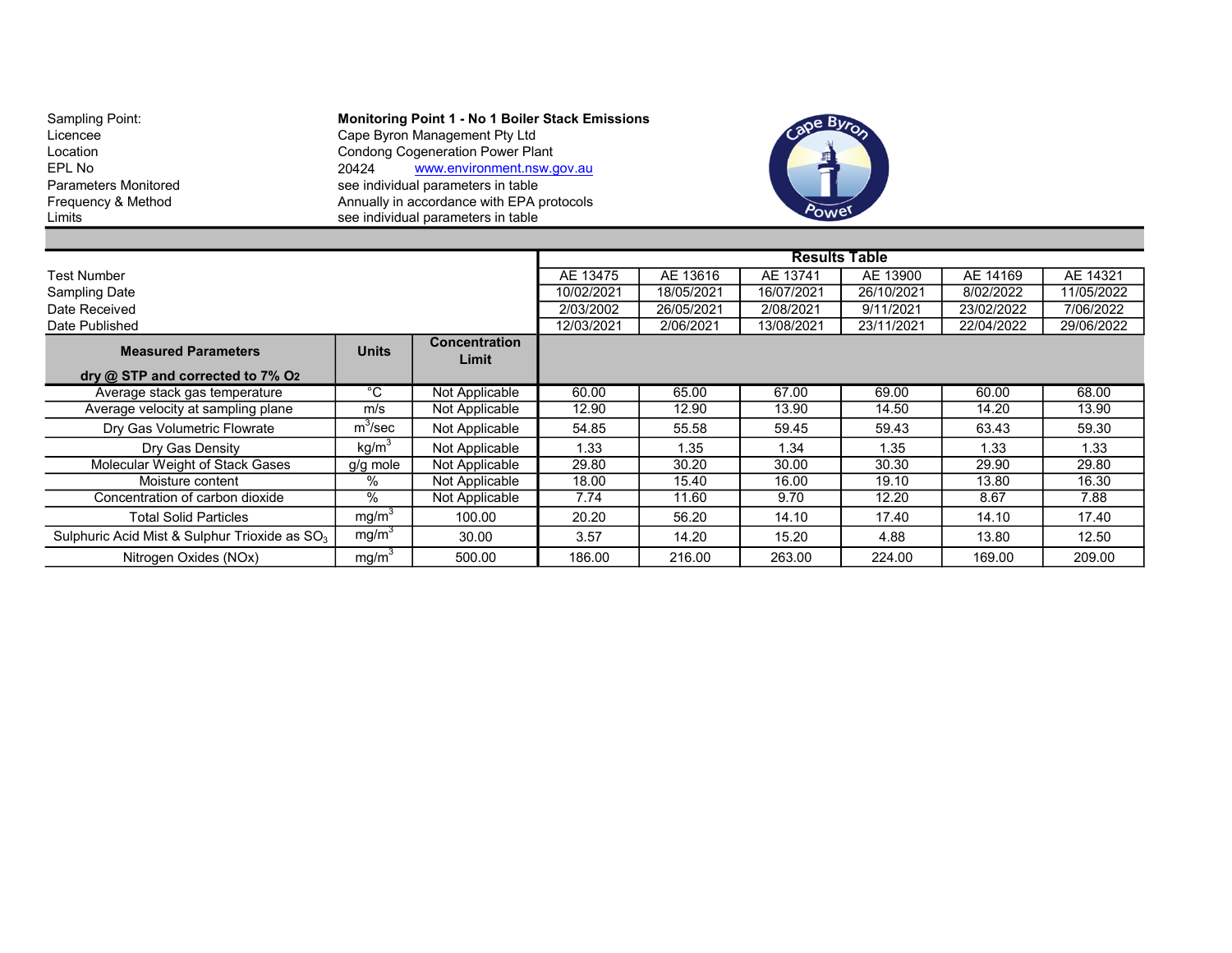| | |
|---|---|
| Sampling Point: | **Monitoring Point 1 - No 1 Boiler Stack Emissions** |
| Licencee | Cape Byron Management Pty Ltd |
| Location | Condong Cogeneration Power Plant |
| EPL No | 20424 www.environment.nsw.gov.au |
| Parameters Monitored | see individual parameters in table |
| Frequency & Method | Annually in accordance with EPA protocols |
| Limits | see individual parameters in table |

| | | | **Results Table** | | | | | |
|---|---|---|---|---|---|---|---|---|
| Test Number | | | AE 13475 | AE 13616 | AE 13741 | AE 13900 | AE 14169 | AE 14321 |
| Sampling Date | | | 10/02/2021 | 18/05/2021 | 16/07/2021 | 26/10/2021 | 8/02/2022 | 11/05/2022 |
| Date Received | | | 2/03/2002 | 26/05/2021 | 2/08/2021 | 9/11/2021 | 23/02/2022 | 7/06/2022 |
| Date Published | | | 12/03/2021 | 2/06/2021 | 13/08/2021 | 23/11/2021 | 22/04/2022 | 29/06/2022 |
| **Measured Parameters dry @ STP and corrected to 7% $O_2$** | **Units** | **Concentration Limit** | | | | | | |
| Average stack gas temperature | °C | Not Applicable | 60.00 | 65.00 | 67.00 | 69.00 | 60.00 | 68.00 |
| Average velocity at sampling plane | m/s | Not Applicable | 12.90 | 12.90 | 13.90 | 14.50 | 14.20 | 13.90 |
| Dry Gas Volumetric Flowrate | $m^3$/sec | Not Applicable | 54.85 | 55.58 | 59.45 | 59.43 | 63.43 | 59.30 |
| Dry Gas Density | kg/$m^3$ | Not Applicable | 1.33 | 1.35 | 1.34 | 1.35 | 1.33 | 1.33 |
| Molecular Weight of Stack Gases | g/g mole | Not Applicable | 29.80 | 30.20 | 30.00 | 30.30 | 29.90 | 29.80 |
| Moisture content | % | Not Applicable | 18.00 | 15.40 | 16.00 | 19.10 | 13.80 | 16.30 |
| Concentration of carbon dioxide | % | Not Applicable | 7.74 | 11.60 | 9.70 | 12.20 | 8.67 | 7.88 |
| Total Solid Particles | mg/$m^3$ | 100.00 | 20.20 | 56.20 | 14.10 | 17.40 | 14.10 | 17.40 |
| Sulphuric Acid Mist & Sulphur Trioxide as $SO_3$ | mg/$m^3$ | 30.00 | 3.57 | 14.20 | 15.20 | 4.88 | 13.80 | 12.50 |
| Nitrogen Oxides (NOx) | mg/$m^3$ | 500.00 | 186.00 | 216.00 | 263.00 | 224.00 | 169.00 | 209.00 |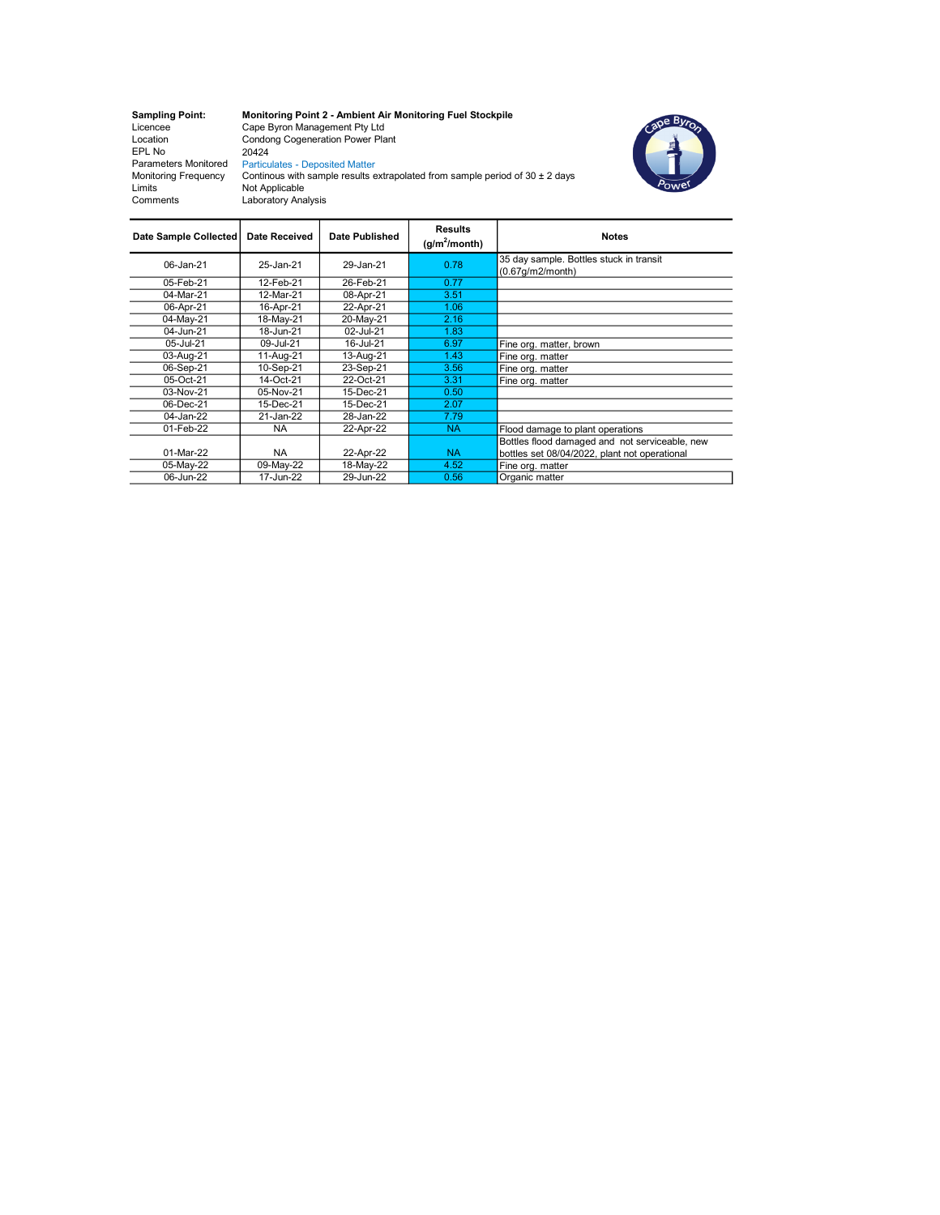| | |
|---|---|
| **Sampling Point:** | **Monitoring Point 2 - Ambient Air Monitoring Fuel Stockpile** |
| Licencee | Cape Byron Management Pty Ltd |
| Location | Condong Cogeneration Power Plant |
| EPL No | 20424 |
| Parameters Monitored | Particulates - Deposited Matter |
| Monitoring Frequency | Continous with sample results extrapolated from sample period of 30 ± 2 days |
| Limits | Not Applicable |
| Comments | Laboratory Analysis |

| Date Sample Collected | Date Received | Date Published | Results ($g/m^2$/month) | Notes |
|---|---|---|---|---|
| 06-Jan-21 | 25-Jan-21 | 29-Jan-21 | 0.78 | 35 day sample. Bottles stuck in transit (0.67g/m2/month) |
| 05-Feb-21 | 12-Feb-21 | 26-Feb-21 | 0.77 | |
| 04-Mar-21 | 12-Mar-21 | 08-Apr-21 | 3.51 | |
| 06-Apr-21 | 16-Apr-21 | 22-Apr-21 | 1.06 | |
| 04-May-21 | 18-May-21 | 20-May-21 | 2.16 | |
| 04-Jun-21 | 18-Jun-21 | 02-Jul-21 | 1.83 | |
| 05-Jul-21 | 09-Jul-21 | 16-Jul-21 | 6.97 | Fine org. matter, brown |
| 03-Aug-21 | 11-Aug-21 | 13-Aug-21 | 1.43 | Fine org. matter |
| 06-Sep-21 | 10-Sep-21 | 23-Sep-21 | 3.56 | Fine org. matter |
| 05-Oct-21 | 14-Oct-21 | 22-Oct-21 | 3.31 | Fine org. matter |
| 03-Nov-21 | 05-Nov-21 | 15-Dec-21 | 0.50 | |
| 06-Dec-21 | 15-Dec-21 | 15-Dec-21 | 2.07 | |
| 04-Jan-22 | 21-Jan-22 | 28-Jan-22 | 7.79 | |
| 01-Feb-22 | NA | 22-Apr-22 | NA | Flood damage to plant operations |
| 01-Mar-22 | NA | 22-Apr-22 | NA | Bottles flood damaged and not serviceable, new bottles set 08/04/2022, plant not operational |
| 05-May-22 | 09-May-22 | 18-May-22 | 4.52 | Fine org. matter |
| 06-Jun-22 | 17-Jun-22 | 29-Jun-22 | 0.56 | Organic matter |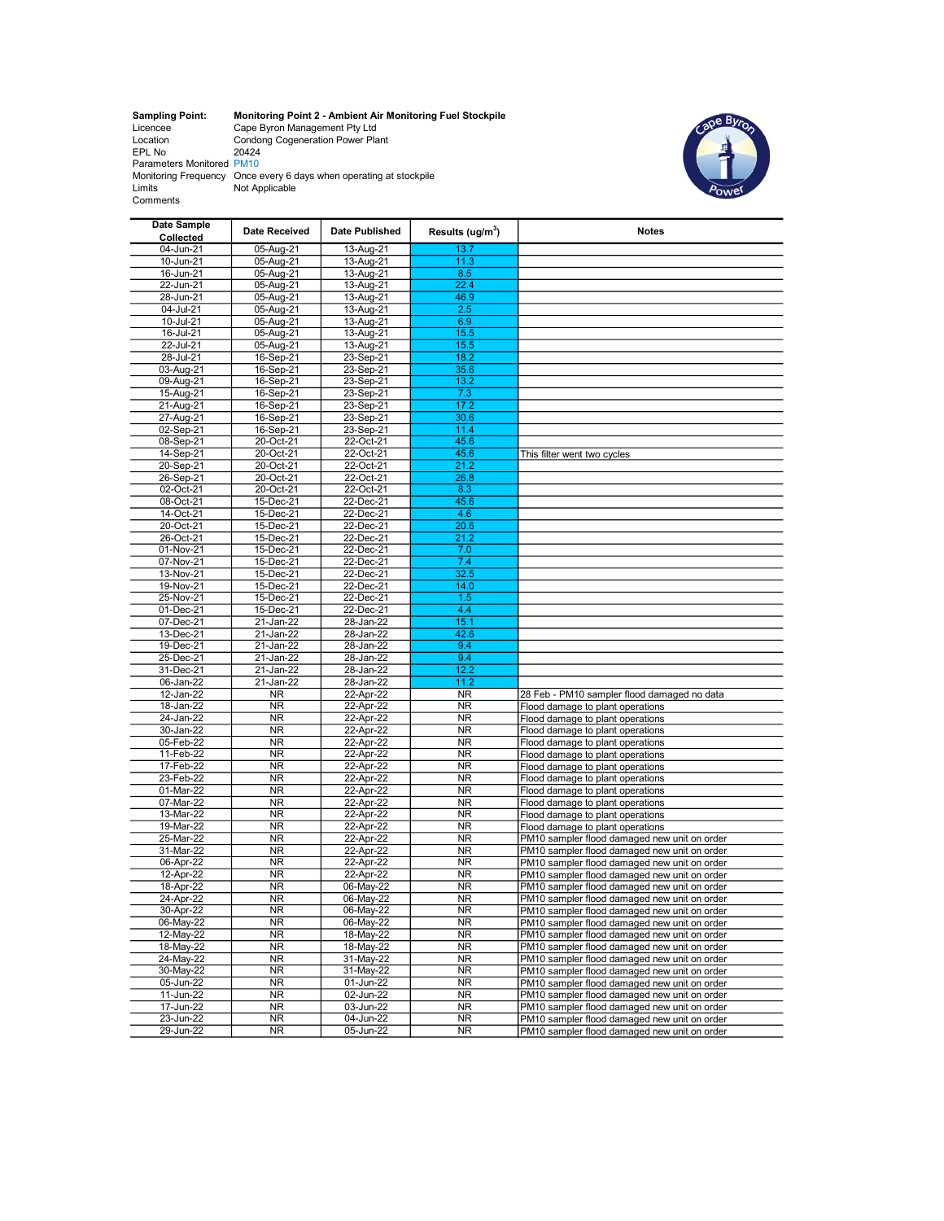| | |
|---|---|
| **Sampling Point:** | **Monitoring Point 2 - Ambient Air Monitoring Fuel Stockpile** |
| Licencee | Cape Byron Management Pty Ltd |
| Location | Condong Cogeneration Power Plant |
| EPL No | 20424 |
| Parameters Monitored | PM10 |
| Monitoring Frequency | Once every 6 days when operating at stockpile |
| Limits | Not Applicable |
| Comments | |

| Date Sample Collected | Date Received | Date Published | Results (ug/m$^3$) | Notes |
|---|---|---|---|---|
| 04-Jun-21 | 05-Aug-21 | 13-Aug-21 | 13.7 | |
| 10-Jun-21 | 05-Aug-21 | 13-Aug-21 | 11.3 | |
| 16-Jun-21 | 05-Aug-21 | 13-Aug-21 | 8.5 | |
| 22-Jun-21 | 05-Aug-21 | 13-Aug-21 | 22.4 | |
| 28-Jun-21 | 05-Aug-21 | 13-Aug-21 | 46.9 | |
| 04-Jul-21 | 05-Aug-21 | 13-Aug-21 | 2.5 | |
| 10-Jul-21 | 05-Aug-21 | 13-Aug-21 | 6.9 | |
| 16-Jul-21 | 05-Aug-21 | 13-Aug-21 | 15.5 | |
| 22-Jul-21 | 05-Aug-21 | 13-Aug-21 | 15.5 | |
| 28-Jul-21 | 16-Sep-21 | 23-Sep-21 | 18.2 | |
| 03-Aug-21 | 16-Sep-21 | 23-Sep-21 | 35.6 | |
| 09-Aug-21 | 16-Sep-21 | 23-Sep-21 | 13.2 | |
| 15-Aug-21 | 16-Sep-21 | 23-Sep-21 | 7.3 | |
| 21-Aug-21 | 16-Sep-21 | 23-Sep-21 | 17.2 | |
| 27-Aug-21 | 16-Sep-21 | 23-Sep-21 | 30.6 | |
| 02-Sep-21 | 16-Sep-21 | 23-Sep-21 | 11.4 | |
| 08-Sep-21 | 20-Oct-21 | 22-Oct-21 | 45.6 | |
| 14-Sep-21 | 20-Oct-21 | 22-Oct-21 | 45.6 | This filter went two cycles |
| 20-Sep-21 | 20-Oct-21 | 22-Oct-21 | 21.2 | |
| 26-Sep-21 | 20-Oct-21 | 22-Oct-21 | 26.8 | |
| 02-Oct-21 | 20-Oct-21 | 22-Oct-21 | 8.3 | |
| 08-Oct-21 | 15-Dec-21 | 22-Dec-21 | 45.6 | |
| 14-Oct-21 | 15-Dec-21 | 22-Dec-21 | 4.6 | |
| 20-Oct-21 | 15-Dec-21 | 22-Dec-21 | 20.6 | |
| 26-Oct-21 | 15-Dec-21 | 22-Dec-21 | 21.2 | |
| 01-Nov-21 | 15-Dec-21 | 22-Dec-21 | 7.0 | |
| 07-Nov-21 | 15-Dec-21 | 22-Dec-21 | 7.4 | |
| 13-Nov-21 | 15-Dec-21 | 22-Dec-21 | 32.5 | |
| 19-Nov-21 | 15-Dec-21 | 22-Dec-21 | 14.0 | |
| 25-Nov-21 | 15-Dec-21 | 22-Dec-21 | 1.5 | |
| 01-Dec-21 | 15-Dec-21 | 22-Dec-21 | 4.4 | |
| 07-Dec-21 | 21-Jan-22 | 28-Jan-22 | 15.1 | |
| 13-Dec-21 | 21-Jan-22 | 28-Jan-22 | 42.6 | |
| 19-Dec-21 | 21-Jan-22 | 28-Jan-22 | 9.4 | |
| 25-Dec-21 | 21-Jan-22 | 28-Jan-22 | 9.4 | |
| 31-Dec-21 | 21-Jan-22 | 28-Jan-22 | 12.2 | |
| 06-Jan-22 | 21-Jan-22 | 28-Jan-22 | 11.2 | |
| 12-Jan-22 | NR | 22-Apr-22 | NR | 28 Feb - PM10 sampler flood damaged no data |
| 18-Jan-22 | NR | 22-Apr-22 | NR | Flood damage to plant operations |
| 24-Jan-22 | NR | 22-Apr-22 | NR | Flood damage to plant operations |
| 30-Jan-22 | NR | 22-Apr-22 | NR | Flood damage to plant operations |
| 05-Feb-22 | NR | 22-Apr-22 | NR | Flood damage to plant operations |
| 11-Feb-22 | NR | 22-Apr-22 | NR | Flood damage to plant operations |
| 17-Feb-22 | NR | 22-Apr-22 | NR | Flood damage to plant operations |
| 23-Feb-22 | NR | 22-Apr-22 | NR | Flood damage to plant operations |
| 01-Mar-22 | NR | 22-Apr-22 | NR | Flood damage to plant operations |
| 07-Mar-22 | NR | 22-Apr-22 | NR | Flood damage to plant operations |
| 13-Mar-22 | NR | 22-Apr-22 | NR | Flood damage to plant operations |
| 19-Mar-22 | NR | 22-Apr-22 | NR | Flood damage to plant operations |
| 25-Mar-22 | NR | 22-Apr-22 | NR | PM10 sampler flood damaged new unit on order |
| 31-Mar-22 | NR | 22-Apr-22 | NR | PM10 sampler flood damaged new unit on order |
| 06-Apr-22 | NR | 22-Apr-22 | NR | PM10 sampler flood damaged new unit on order |
| 12-Apr-22 | NR | 22-Apr-22 | NR | PM10 sampler flood damaged new unit on order |
| 18-Apr-22 | NR | 06-May-22 | NR | PM10 sampler flood damaged new unit on order |
| 24-Apr-22 | NR | 06-May-22 | NR | PM10 sampler flood damaged new unit on order |
| 30-Apr-22 | NR | 06-May-22 | NR | PM10 sampler flood damaged new unit on order |
| 06-May-22 | NR | 06-May-22 | NR | PM10 sampler flood damaged new unit on order |
| 12-May-22 | NR | 18-May-22 | NR | PM10 sampler flood damaged new unit on order |
| 18-May-22 | NR | 18-May-22 | NR | PM10 sampler flood damaged new unit on order |
| 24-May-22 | NR | 31-May-22 | NR | PM10 sampler flood damaged new unit on order |
| 30-May-22 | NR | 31-May-22 | NR | PM10 sampler flood damaged new unit on order |
| 05-Jun-22 | NR | 01-Jun-22 | NR | PM10 sampler flood damaged new unit on order |
| 11-Jun-22 | NR | 02-Jun-22 | NR | PM10 sampler flood damaged new unit on order |
| 17-Jun-22 | NR | 03-Jun-22 | NR | PM10 sampler flood damaged new unit on order |
| 23-Jun-22 | NR | 04-Jun-22 | NR | PM10 sampler flood damaged new unit on order |
| 29-Jun-22 | NR | 05-Jun-22 | NR | PM10 sampler flood damaged new unit on order |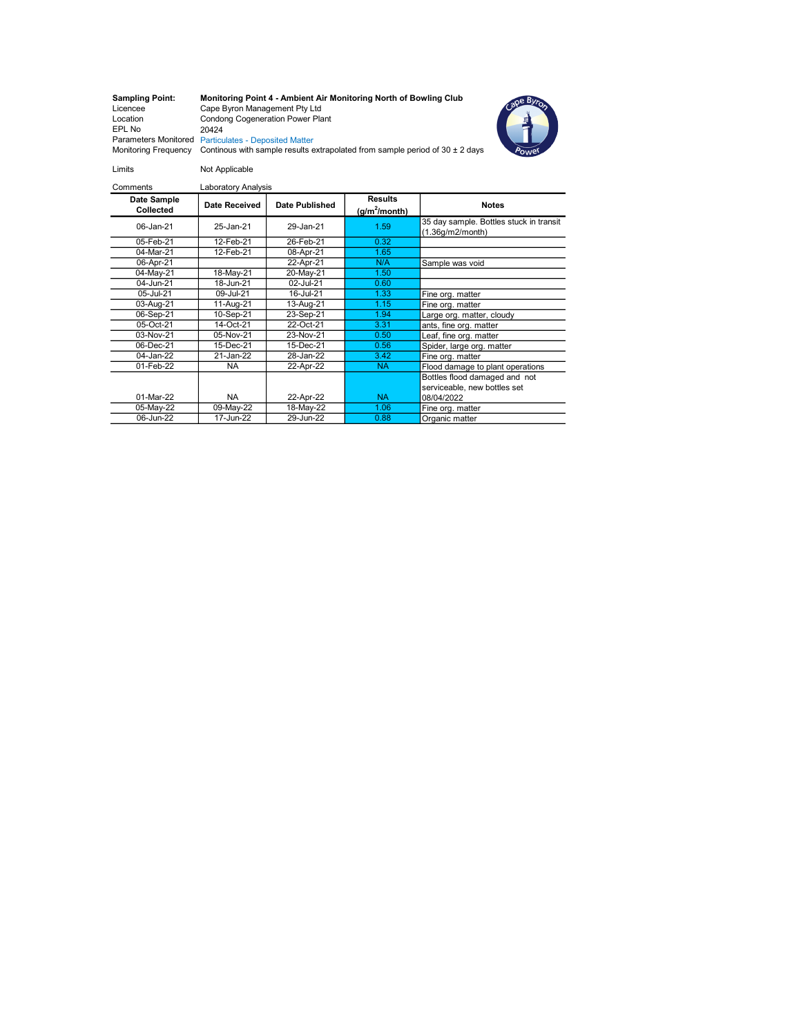| | |
|---|---|
| **Sampling Point:** | **Monitoring Point 4 - Ambient Air Monitoring North of Bowling Club** |
| Licencee | Cape Byron Management Pty Ltd |
| Location | Condong Cogeneration Power Plant |
| EPL No | 20424 |
| Parameters Monitored | Particulates - Deposited Matter |
| Monitoring Frequency | Continous with sample results extrapolated from sample period of 30 ± 2 days |
| Limits | Not Applicable |
| Comments | Laboratory Analysis |

| Date Sample Collected | Date Received | Date Published | Results ($g/m^2$/month) | Notes |
|---|---|---|---|---|
| 06-Jan-21 | 25-Jan-21 | 29-Jan-21 | 1.59 | 35 day sample. Bottles stuck in transit (1.36g/m2/month) |
| 05-Feb-21 | 12-Feb-21 | 26-Feb-21 | 0.32 | |
| 04-Mar-21 | 12-Feb-21 | 08-Apr-21 | 1.65 | |
| 06-Apr-21 | | 22-Apr-21 | N/A | Sample was void |
| 04-May-21 | 18-May-21 | 20-May-21 | 1.50 | |
| 04-Jun-21 | 18-Jun-21 | 02-Jul-21 | 0.60 | |
| 05-Jul-21 | 09-Jul-21 | 16-Jul-21 | 1.33 | Fine org. matter |
| 03-Aug-21 | 11-Aug-21 | 13-Aug-21 | 1.15 | Fine org. matter |
| 06-Sep-21 | 10-Sep-21 | 23-Sep-21 | 1.94 | Large org. matter, cloudy |
| 05-Oct-21 | 14-Oct-21 | 22-Oct-21 | 3.31 | ants, fine org. matter |
| 03-Nov-21 | 05-Nov-21 | 23-Nov-21 | 0.50 | Leaf, fine org. matter |
| 06-Dec-21 | 15-Dec-21 | 15-Dec-21 | 0.56 | Spider, large org. matter |
| 04-Jan-22 | 21-Jan-22 | 28-Jan-22 | 3.42 | Fine org. matter |
| 01-Feb-22 | NA | 22-Apr-22 | NA | Flood damage to plant operations |
| 01-Mar-22 | NA | 22-Apr-22 | NA | Bottles flood damaged and not serviceable, new bottles set 08/04/2022 |
| 05-May-22 | 09-May-22 | 18-May-22 | 1.06 | Fine org. matter |
| 06-Jun-22 | 17-Jun-22 | 29-Jun-22 | 0.88 | Organic matter |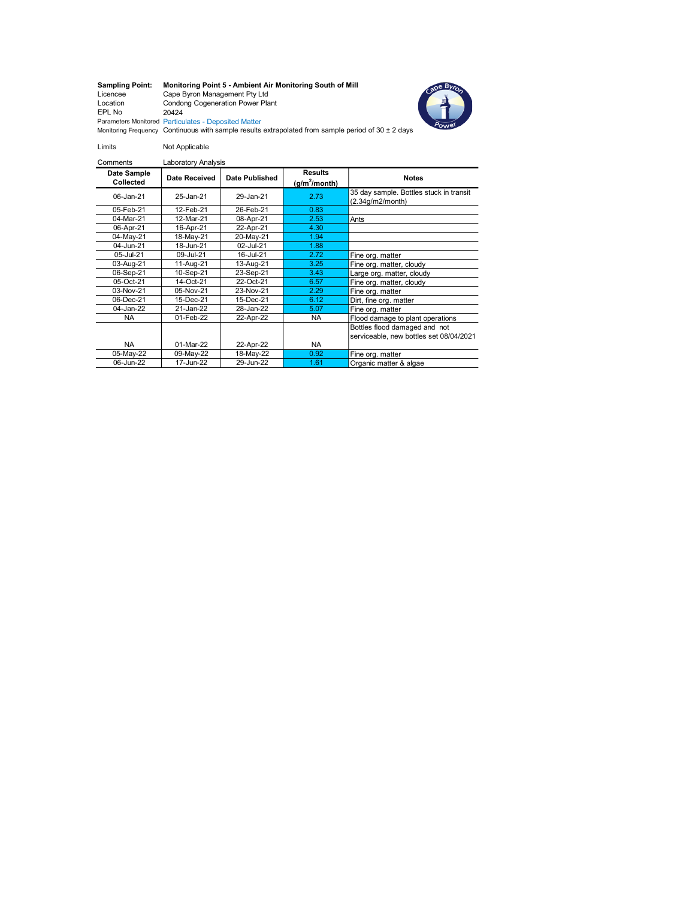| | |
|---|---|
| **Sampling Point:** | **Monitoring Point 5 - Ambient Air Monitoring South of Mill** |
| Licencee | Cape Byron Management Pty Ltd |
| Location | Condong Cogeneration Power Plant |
| EPL No | 20424 |
| Parameters Monitored | Particulates - Deposited Matter |
| Monitoring Frequency | Continuous with sample results extrapolated from sample period of 30 ± 2 days |

Limits: Not Applicable

Comments: Laboratory Analysis

| Date Sample Collected | Date Received | Date Published | Results ($g/m^2/month$) | Notes |
|---|---|---|---|---|
| 06-Jan-21 | 25-Jan-21 | 29-Jan-21 | 2.73 | 35 day sample. Bottles stuck in transit (2.34g/m2/month) |
| 05-Feb-21 | 12-Feb-21 | 26-Feb-21 | 0.83 | |
| 04-Mar-21 | 12-Mar-21 | 08-Apr-21 | 2.53 | Ants |
| 06-Apr-21 | 16-Apr-21 | 22-Apr-21 | 4.30 | |
| 04-May-21 | 18-May-21 | 20-May-21 | 1.94 | |
| 04-Jun-21 | 18-Jun-21 | 02-Jul-21 | 1.88 | |
| 05-Jul-21 | 09-Jul-21 | 16-Jul-21 | 2.72 | Fine org. matter |
| 03-Aug-21 | 11-Aug-21 | 13-Aug-21 | 3.25 | Fine org. matter, cloudy |
| 06-Sep-21 | 10-Sep-21 | 23-Sep-21 | 3.43 | Large org. matter, cloudy |
| 05-Oct-21 | 14-Oct-21 | 22-Oct-21 | 6.57 | Fine org. matter, cloudy |
| 03-Nov-21 | 05-Nov-21 | 23-Nov-21 | 2.29 | Fine org. matter |
| 06-Dec-21 | 15-Dec-21 | 15-Dec-21 | 6.12 | Dirt, fine org. matter |
| 04-Jan-22 | 21-Jan-22 | 28-Jan-22 | 5.07 | Fine org. matter |
| NA | 01-Feb-22 | 22-Apr-22 | NA | Flood damage to plant operations |
| NA | 01-Mar-22 | 22-Apr-22 | NA | Bottles flood damaged and not serviceable, new bottles set 08/04/2021 |
| 05-May-22 | 09-May-22 | 18-May-22 | 0.92 | Fine org. matter |
| 06-Jun-22 | 17-Jun-22 | 29-Jun-22 | 1.61 | Organic matter & algae |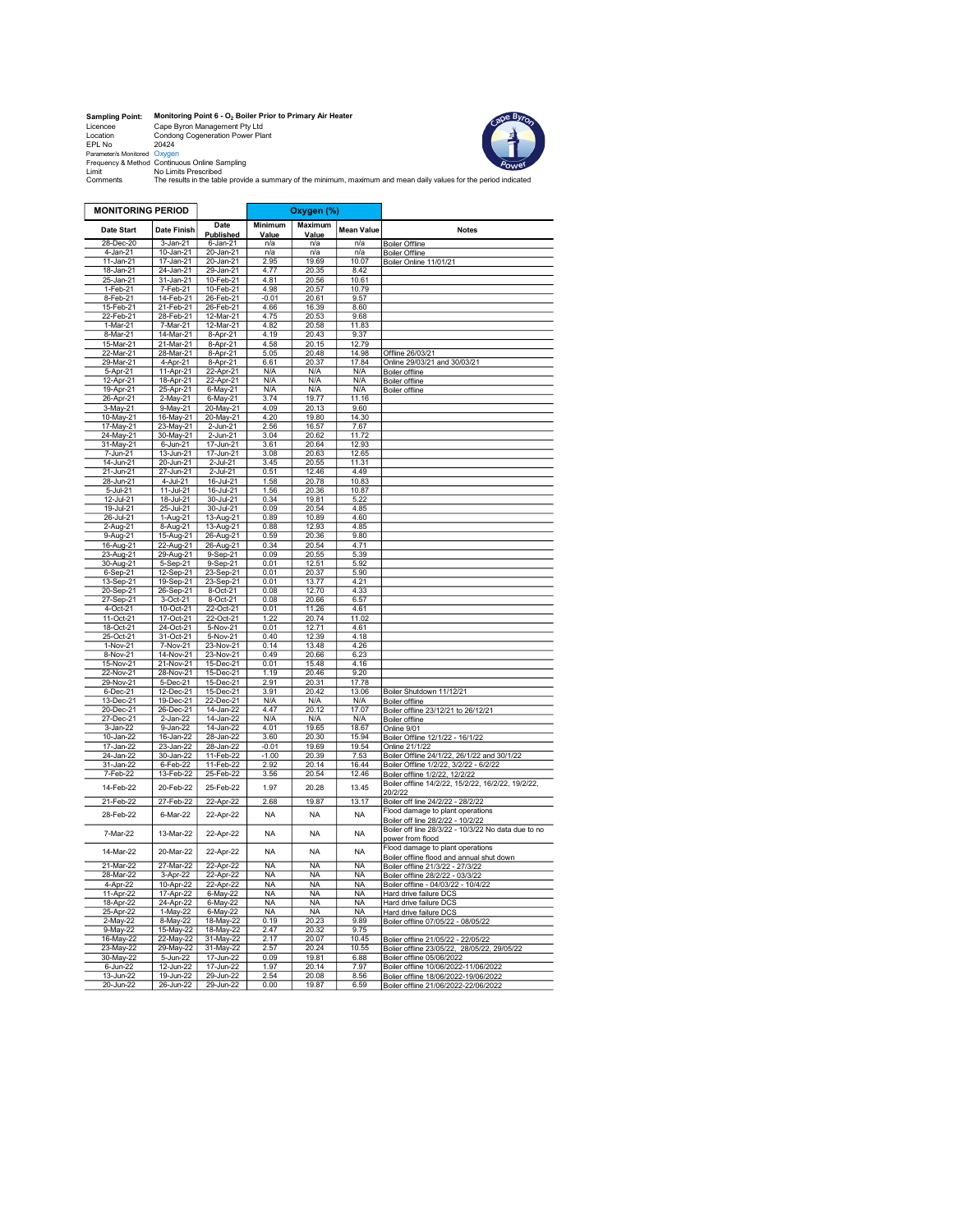**Sampling Point:** **Monitoring Point 6 - $O_2$ Boiler Prior to Primary Air Heater**

Licencee: Cape Byron Management Pty Ltd
Location: Condong Cogeneration Power Plant
EPL No: 20424
Parameter/s Monitored: Oxygen
Frequency & Method: Continuous Online Sampling
Limit: No Limits Prescribed
Comments: The results in the table provide a summary of the minimum, maximum and mean daily values for the period indicated

| MONITORING PERIOD | | | Oxygen (%) | | | |
|---|---|---|---|---|---|---|
| Date Start | Date Finish | Date Published | Minimum Value | Maximum Value | Mean Value | Notes |
| 28-Dec-20 | 3-Jan-21 | 6-Jan-21 | n/a | n/a | n/a | Boiler Offline |
| 4-Jan-21 | 10-Jan-21 | 20-Jan-21 | n/a | n/a | n/a | Boiler Offline |
| 11-Jan-21 | 17-Jan-21 | 20-Jan-21 | 2.95 | 19.69 | 10.07 | Boiler Online 11/01/21 |
| 18-Jan-21 | 24-Jan-21 | 29-Jan-21 | 4.77 | 20.35 | 8.42 | |
| 25-Jan-21 | 31-Jan-21 | 10-Feb-21 | 4.81 | 20.56 | 10.61 | |
| 1-Feb-21 | 7-Feb-21 | 10-Feb-21 | 4.98 | 20.57 | 10.79 | |
| 8-Feb-21 | 14-Feb-21 | 26-Feb-21 | -0.01 | 20.61 | 9.57 | |
| 15-Feb-21 | 21-Feb-21 | 26-Feb-21 | 4.66 | 16.39 | 8.60 | |
| 22-Feb-21 | 28-Feb-21 | 12-Mar-21 | 4.75 | 20.53 | 9.68 | |
| 1-Mar-21 | 7-Mar-21 | 12-Mar-21 | 4.82 | 20.58 | 11.83 | |
| 8-Mar-21 | 14-Mar-21 | 8-Apr-21 | 4.19 | 20.43 | 9.37 | |
| 15-Mar-21 | 21-Mar-21 | 8-Apr-21 | 4.58 | 20.15 | 12.79 | |
| 22-Mar-21 | 28-Mar-21 | 8-Apr-21 | 5.05 | 20.48 | 14.98 | Offline 26/03/21 |
| 29-Mar-21 | 4-Apr-21 | 8-Apr-21 | 6.61 | 20.37 | 17.84 | Online 29/03/21 and 30/03/21 |
| 5-Apr-21 | 11-Apr-21 | 22-Apr-21 | N/A | N/A | N/A | Boiler offline |
| 12-Apr-21 | 18-Apr-21 | 22-Apr-21 | N/A | N/A | N/A | Boiler offline |
| 19-Apr-21 | 25-Apr-21 | 6-May-21 | N/A | N/A | N/A | Boiler offline |
| 26-Apr-21 | 2-May-21 | 6-May-21 | 3.74 | 19.77 | 11.16 | |
| 3-May-21 | 9-May-21 | 20-May-21 | 4.09 | 20.13 | 9.60 | |
| 10-May-21 | 16-May-21 | 20-May-21 | 4.20 | 19.80 | 14.30 | |
| 17-May-21 | 23-May-21 | 2-Jun-21 | 2.56 | 16.57 | 7.67 | |
| 24-May-21 | 30-May-21 | 2-Jun-21 | 3.04 | 20.62 | 11.72 | |
| 31-May-21 | 6-Jun-21 | 17-Jun-21 | 3.61 | 20.64 | 12.93 | |
| 7-Jun-21 | 13-Jun-21 | 17-Jun-21 | 3.08 | 20.63 | 12.65 | |
| 14-Jun-21 | 20-Jun-21 | 2-Jul-21 | 3.45 | 20.55 | 11.31 | |
| 21-Jun-21 | 27-Jun-21 | 2-Jul-21 | 0.51 | 12.46 | 4.49 | |
| 28-Jun-21 | 4-Jul-21 | 16-Jul-21 | 1.58 | 20.78 | 10.83 | |
| 5-Jul-21 | 11-Jul-21 | 16-Jul-21 | 1.56 | 20.36 | 10.87 | |
| 12-Jul-21 | 18-Jul-21 | 30-Jul-21 | 0.34 | 19.81 | 5.22 | |
| 19-Jul-21 | 25-Jul-21 | 30-Jul-21 | 0.09 | 20.54 | 4.85 | |
| 26-Jul-21 | 1-Aug-21 | 13-Aug-21 | 0.89 | 10.89 | 4.60 | |
| 2-Aug-21 | 8-Aug-21 | 13-Aug-21 | 0.88 | 12.93 | 4.85 | |
| 9-Aug-21 | 15-Aug-21 | 26-Aug-21 | 0.59 | 20.36 | 9.80 | |
| 16-Aug-21 | 22-Aug-21 | 26-Aug-21 | 0.34 | 20.54 | 4.71 | |
| 23-Aug-21 | 29-Aug-21 | 9-Sep-21 | 0.09 | 20.55 | 5.39 | |
| 30-Aug-21 | 5-Sep-21 | 9-Sep-21 | 0.01 | 12.51 | 5.92 | |
| 6-Sep-21 | 12-Sep-21 | 23-Sep-21 | 0.01 | 20.37 | 5.90 | |
| 13-Sep-21 | 19-Sep-21 | 23-Sep-21 | 0.01 | 13.77 | 4.21 | |
| 20-Sep-21 | 26-Sep-21 | 8-Oct-21 | 0.08 | 12.70 | 4.33 | |
| 27-Sep-21 | 3-Oct-21 | 8-Oct-21 | 0.08 | 20.66 | 6.57 | |
| 4-Oct-21 | 10-Oct-21 | 22-Oct-21 | 0.01 | 11.26 | 4.61 | |
| 11-Oct-21 | 17-Oct-21 | 22-Oct-21 | 1.22 | 20.74 | 11.02 | |
| 18-Oct-21 | 24-Oct-21 | 5-Nov-21 | 0.01 | 12.71 | 4.61 | |
| 25-Oct-21 | 31-Oct-21 | 5-Nov-21 | 0.40 | 12.39 | 4.18 | |
| 1-Nov-21 | 7-Nov-21 | 23-Nov-21 | 0.14 | 13.48 | 4.26 | |
| 8-Nov-21 | 14-Nov-21 | 23-Nov-21 | 0.49 | 20.66 | 6.23 | |
| 15-Nov-21 | 21-Nov-21 | 15-Dec-21 | 0.01 | 15.48 | 4.16 | |
| 22-Nov-21 | 28-Nov-21 | 15-Dec-21 | 1.19 | 20.46 | 9.20 | |
| 29-Nov-21 | 5-Dec-21 | 15-Dec-21 | 2.91 | 20.31 | 17.78 | |
| 6-Dec-21 | 12-Dec-21 | 15-Dec-21 | 3.91 | 20.42 | 13.06 | Boiler Shutdown 11/12/21 |
| 13-Dec-21 | 19-Dec-21 | 22-Dec-21 | N/A | N/A | N/A | Boiler offline |
| 20-Dec-21 | 26-Dec-21 | 14-Jan-22 | 4.47 | 20.12 | 17.07 | Boiler offline 23/12/21 to 26/12/21 |
| 27-Dec-21 | 2-Jan-22 | 14-Jan-22 | N/A | N/A | N/A | Boiler offline |
| 3-Jan-22 | 9-Jan-22 | 14-Jan-22 | 4.01 | 19.65 | 18.67 | Online 9/01 |
| 10-Jan-22 | 16-Jan-22 | 28-Jan-22 | 3.60 | 20.30 | 15.94 | Boiler Offline 12/1/22 - 16/1/22 |
| 17-Jan-22 | 23-Jan-22 | 28-Jan-22 | -0.01 | 19.69 | 19.54 | Online 21/1/22 |
| 24-Jan-22 | 30-Jan-22 | 11-Feb-22 | -1.00 | 20.39 | 7.53 | Boiler offline 24/1/22, 26/1/22 and 30/1/22 |
| 31-Jan-22 | 6-Feb-22 | 11-Feb-22 | 2.92 | 20.14 | 16.44 | Boiler Offline 1/2/22, 3/2/22 - 6/2/22 |
| 7-Feb-22 | 13-Feb-22 | 25-Feb-22 | 3.56 | 20.54 | 12.46 | Boiler offline 1/2/22, 12/2/22 |
| 14-Feb-22 | 20-Feb-22 | 25-Feb-22 | 1.97 | 20.28 | 13.45 | Boiler offline 14/2/22, 15/2/22, 16/2/22, 19/2/22, 20/2/22 |
| 21-Feb-22 | 27-Feb-22 | 22-Apr-22 | 2.68 | 19.87 | 13.17 | Boiler off line 24/2/22 - 28/2/22 |
| 28-Feb-22 | 6-Mar-22 | 22-Apr-22 | NA | NA | NA | Flood damage to plant operations Boiler off line 28/2/22 - 10/2/22 |
| 7-Mar-22 | 13-Mar-22 | 22-Apr-22 | NA | NA | NA | Boiler off line 28/3/22 - 10/3/22 No data due to no power from flood |
| 14-Mar-22 | 20-Mar-22 | 22-Apr-22 | NA | NA | NA | Flood damage to plant operations Boiler offline flood and annual shut down |
| 21-Mar-22 | 27-Mar-22 | 22-Apr-22 | NA | NA | NA | Boiler offline 21/3/22 - 27/3/22 |
| 28-Mar-22 | 3-Apr-22 | 22-Apr-22 | NA | NA | NA | Boiler offline 28/2/22 - 03/3/22 |
| 4-Apr-22 | 10-Apr-22 | 22-Apr-22 | NA | NA | NA | Boiler offline - 04/03/22 - 10/4/22 |
| 11-Apr-22 | 17-Apr-22 | 6-May-22 | NA | NA | NA | Hard drive failure DCS |
| 18-Apr-22 | 24-Apr-22 | 6-May-22 | NA | NA | NA | Hard drive failure DCS |
| 25-Apr-22 | 1-May-22 | 6-May-22 | NA | NA | NA | Hard drive failure DCS |
| 2-May-22 | 8-May-22 | 18-May-22 | 0.19 | 20.23 | 9.89 | Boiler offline 07/05/22 - 08/05/22 |
| 9-May-22 | 15-May-22 | 18-May-22 | 2.47 | 20.32 | 9.75 | |
| 16-May-22 | 22-May-22 | 31-May-22 | 2.17 | 20.07 | 10.45 | Boiler offline 21/05/22 - 22/05/22 |
| 23-May-22 | 29-May-22 | 31-May-22 | 2.57 | 20.24 | 10.55 | Boiler offline 23/05/22, 28/05/22, 29/05/22 |
| 30-May-22 | 5-Jun-22 | 17-Jun-22 | 0.09 | 19.81 | 6.88 | Boiler offline 05/06/2022 |
| 6-Jun-22 | 12-Jun-22 | 17-Jun-22 | 1.97 | 20.14 | 7.97 | Boiler offline 10/06/2022-11/06/2022 |
| 13-Jun-22 | 19-Jun-22 | 29-Jun-22 | 2.54 | 20.08 | 8.56 | Boiler offline 18/06/2022-19/06/2022 |
| 20-Jun-22 | 26-Jun-22 | 29-Jun-22 | 0.00 | 19.87 | 6.59 | Boiler offline 21/06/2022-22/06/2022 |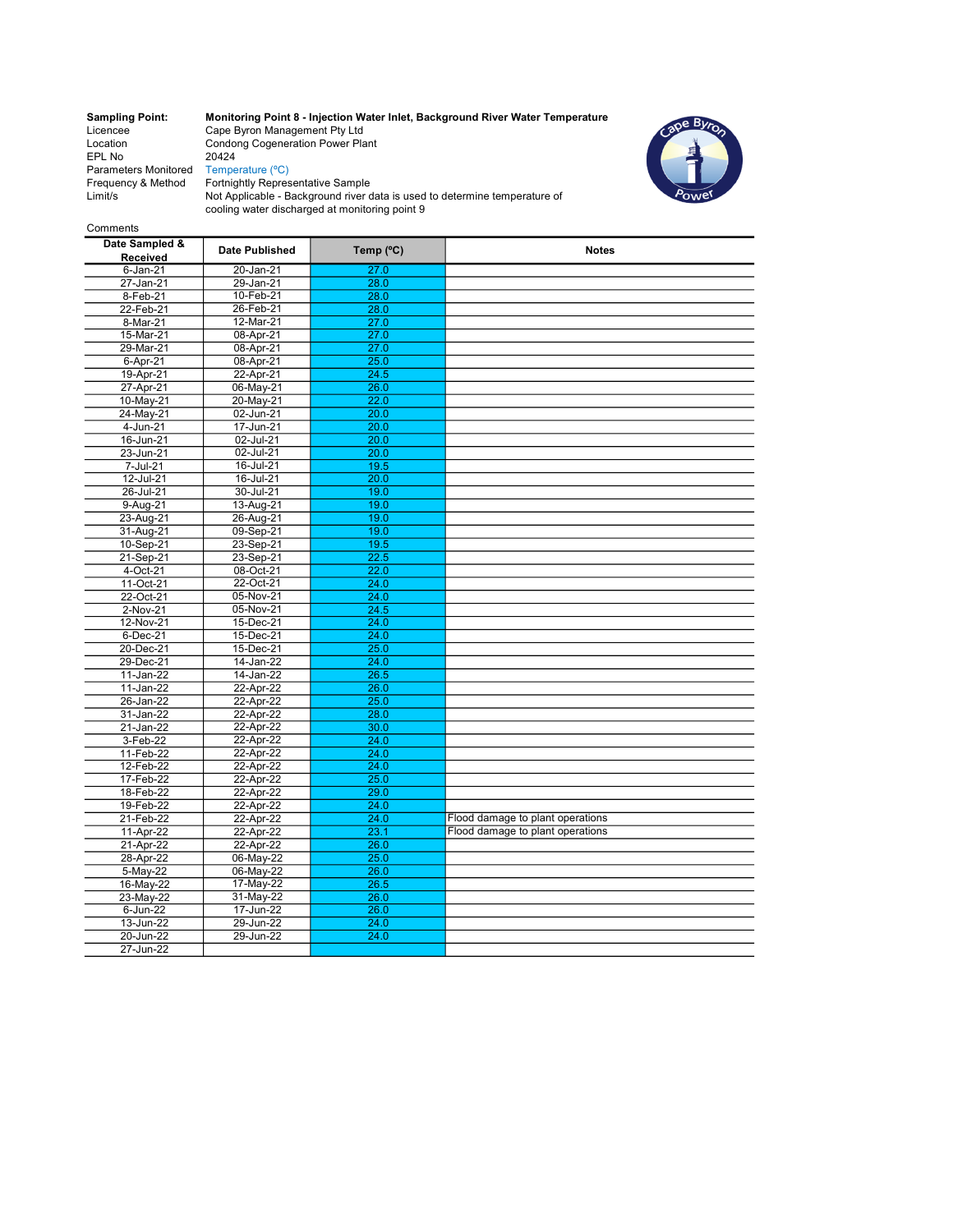**Sampling Point:** **Monitoring Point 8 - Injection Water Inlet, Background River Water Temperature**

Licencee: Cape Byron Management Pty Ltd

Location: Condong Cogeneration Power Plant

EPL No: 20424

Parameters Monitored: Temperature (°C)

Frequency & Method: Fortnightly Representative Sample

Limit/s: Not Applicable - Background river data is used to determine temperature of cooling water discharged at monitoring point 9

Comments

| Date Sampled & Received | Date Published | Temp (°C) | Notes |
|---|---|---|---|
| 6-Jan-21 | 20-Jan-21 | 27.0 | |
| 27-Jan-21 | 29-Jan-21 | 28.0 | |
| 8-Feb-21 | 10-Feb-21 | 28.0 | |
| 22-Feb-21 | 26-Feb-21 | 28.0 | |
| 8-Mar-21 | 12-Mar-21 | 27.0 | |
| 15-Mar-21 | 08-Apr-21 | 27.0 | |
| 29-Mar-21 | 08-Apr-21 | 27.0 | |
| 6-Apr-21 | 08-Apr-21 | 25.0 | |
| 19-Apr-21 | 22-Apr-21 | 24.5 | |
| 27-Apr-21 | 06-May-21 | 26.0 | |
| 10-May-21 | 20-May-21 | 22.0 | |
| 24-May-21 | 02-Jun-21 | 20.0 | |
| 4-Jun-21 | 17-Jun-21 | 20.0 | |
| 16-Jun-21 | 02-Jul-21 | 20.0 | |
| 23-Jun-21 | 02-Jul-21 | 20.0 | |
| 7-Jul-21 | 16-Jul-21 | 19.5 | |
| 12-Jul-21 | 16-Jul-21 | 20.0 | |
| 26-Jul-21 | 30-Jul-21 | 19.0 | |
| 9-Aug-21 | 13-Aug-21 | 19.0 | |
| 23-Aug-21 | 26-Aug-21 | 19.0 | |
| 31-Aug-21 | 09-Sep-21 | 19.0 | |
| 10-Sep-21 | 23-Sep-21 | 19.5 | |
| 21-Sep-21 | 23-Sep-21 | 22.5 | |
| 4-Oct-21 | 08-Oct-21 | 22.0 | |
| 11-Oct-21 | 22-Oct-21 | 24.0 | |
| 22-Oct-21 | 05-Nov-21 | 24.0 | |
| 2-Nov-21 | 05-Nov-21 | 24.5 | |
| 12-Nov-21 | 15-Dec-21 | 24.0 | |
| 6-Dec-21 | 15-Dec-21 | 24.0 | |
| 20-Dec-21 | 15-Dec-21 | 25.0 | |
| 29-Dec-21 | 14-Jan-22 | 24.0 | |
| 11-Jan-22 | 14-Jan-22 | 26.5 | |
| 11-Jan-22 | 22-Apr-22 | 26.0 | |
| 26-Jan-22 | 22-Apr-22 | 25.0 | |
| 31-Jan-22 | 22-Apr-22 | 28.0 | |
| 21-Jan-22 | 22-Apr-22 | 30.0 | |
| 3-Feb-22 | 22-Apr-22 | 24.0 | |
| 11-Feb-22 | 22-Apr-22 | 24.0 | |
| 12-Feb-22 | 22-Apr-22 | 24.0 | |
| 17-Feb-22 | 22-Apr-22 | 25.0 | |
| 18-Feb-22 | 22-Apr-22 | 29.0 | |
| 19-Feb-22 | 22-Apr-22 | 24.0 | |
| 21-Feb-22 | 22-Apr-22 | 24.0 | Flood damage to plant operations |
| 11-Apr-22 | 22-Apr-22 | 23.1 | Flood damage to plant operations |
| 21-Apr-22 | 22-Apr-22 | 26.0 | |
| 28-Apr-22 | 06-May-22 | 25.0 | |
| 5-May-22 | 06-May-22 | 26.0 | |
| 16-May-22 | 17-May-22 | 26.5 | |
| 23-May-22 | 31-May-22 | 26.0 | |
| 6-Jun-22 | 17-Jun-22 | 26.0 | |
| 13-Jun-22 | 29-Jun-22 | 24.0 | |
| 20-Jun-22 | 29-Jun-22 | 24.0 | |
| 27-Jun-22 | | | |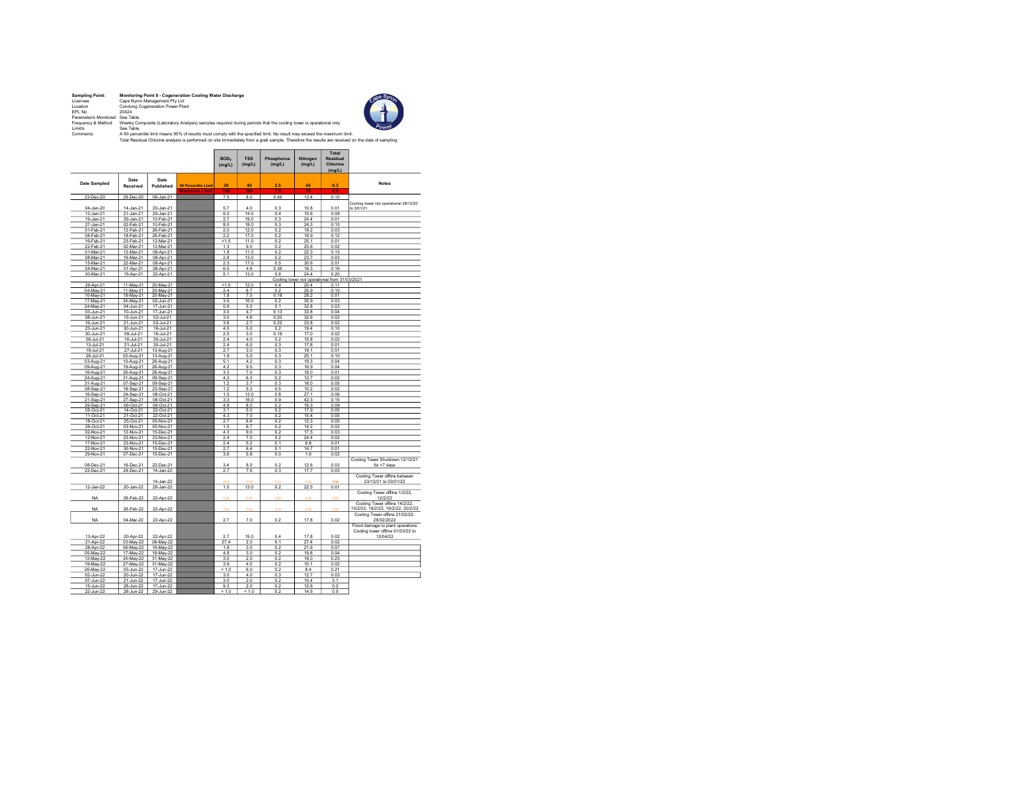**Sampling Point:** Monitoring Point 9 - Cogeneration Cooling Water Discharge
Licencee: Cape Byron Management Pty Ltd
Location: Condong Cogeneration Power Plant
EPL No: 20424
Parameters Monitored: See Table
Frequency & Method: Weekly Composite (Laboratory Analysis) samples required during periods that the cooling tower is operational only
Limit/s: See Table
Comments: A 90 percentile limit means 90% of results must comply with the specified limit. No result may exceed the maximum limit.
Total Residual Chlorine analysis is performed on site immediately from a grab sample. Therefore the results are received on the date of sampling

| Date Sampled | Date Received | Date Published | | $BOD_5$ (mg/L) | TSS (mg/L) | Phosphorus (mg/L) | Nitrogen (mg/L) | Total Residual Chlorine (mg/L) | Notes |
|---|---|---|---|---|---|---|---|---|---|
| | | | 90 Percentile Limit | 30 | 40 | 2.5 | 45 | 0.3 | |
| | | | Maximum Limit | 180 | 100 | 7.0 | 70 | 0.5 | |
| 23-Dec-20 | 29-Dec-20 | 08-Jan-21 | | 7.5 | 8.0 | 0.46 | 13.4 | 0.10 | |
| 04-Jan-20 | 14-Jan-21 | 20-Jan-21 | | 5.7 | 4.0 | 0.3 | 10.8 | 0.01 | Cooling tower not operational 26/12/20 to 3/01/21 |
| 13-Jan-21 | 21-Jan-21 | 29-Jan-21 | | 6.0 | 14.0 | 0.4 | 15.6 | 0.08 | |
| 19-Jan-21 | 29-Jan-21 | 10-Feb-21 | | 2.7 | 19.0 | 0.3 | 24.4 | 0.01 | |
| 27-Jan-21 | 02-Feb-21 | 10-Feb-21 | | 8.0 | 18.0 | 0.3 | 24.3 | 0.10 | |
| 01-Feb-21 | 12-Feb-21 | 26-Feb-21 | | 2.0 | 12.0 | 0.2 | 19.2 | 0.03 | |
| 08-Feb-21 | 18-Feb-21 | 26-Feb-21 | | 2.2 | 17.0 | 0.2 | 18.9 | 0.12 | |
| 16-Feb-21 | 23-Feb-21 | 12-Mar-21 | | <1.0 | 11.0 | 0.2 | 25.1 | 0.01 | |
| 22-Feb-21 | 02-Mar-21 | 12-Mar-21 | | 1.3 | 9.0 | 0.2 | 25.6 | 0.02 | |
| 01-Mar-21 | 12-Mar-21 | 08-Apr-21 | | 1.8 | 11.0 | 0.2 | 22.3 | 0.13 | |
| 08-Mar-21 | 16-Mar-21 | 08-Apr-21 | | 2.8 | 13.0 | 0.2 | 23.7 | 0.03 | |
| 15-Mar-21 | 22-Mar-21 | 08-Apr-21 | | 2.3 | 17.0 | 0.5 | 30.6 | 0.01 | |
| 24-Mar-21 | 01-Apr-21 | 08-Apr-21 | | 6.5 | 4.6 | 0.36 | 16.3 | 0.16 | |
| 30-Mar-21 | 15-Apr-21 | 22-Apr-21 | | 5.1 | 13.0 | 0.6 | 24.4 | 0.20 | |
| | | | | Cooling tower not operational from 31/03/2021 | | | | | |
| 29-Apr-21 | 11-May-21 | 20-May-21 | | <1.0 | 12.0 | 0.4 | 20.4 | 0.11 | |
| 04-May-21 | 11-May-21 | 20-May-21 | | 2.4 | 6.7 | 0.2 | 25.9 | 0.10 | |
| 10-May-21 | 18-May-21 | 20-May-21 | | 1.8 | 7.0 | 0.18 | 28.2 | 0.01 | |
| 17-May-21 | 24-May-21 | 02-Jun-21 | | 3.5 | 10.0 | 0.2 | 35.9 | 0.03 | |
| 24-May-21 | 04-Jun-21 | 17-Jun-21 | | 0.9 | 5.0 | 0.1 | 32.8 | 0.03 | |
| 03-Jun-21 | 10-Jun-21 | 17-Jun-21 | | 3.0 | 4.7 | 0.13 | 33.8 | 0.04 | |
| 08-Jun-21 | 15-Jun-21 | 02-Jul-21 | | 3.0 | 4.8 | 0.20 | 32.6 | 0.02 | |
| 16-Jun-21 | 21-Jun-21 | 02-Jul-21 | | 3.6 | 2.7 | 0.22 | 23.8 | 0.02 | |
| 23-Jun-21 | 30-Jun-21 | 16-Jul-21 | | 4.5 | 5.0 | 0.2 | 19.4 | 0.10 | |
| 30-Jun-21 | 08-Jul-21 | 16-Jul-21 | | 2.5 | 3.0 | 0.18 | 17.0 | 0.02 | |
| 06-Jul-21 | 16-Jul-21 | 30-Jul-21 | | 2.4 | 4.0 | 0.2 | 15.8 | 0.02 | |
| 13-Jul-21 | 21-Jul-21 | 30-Jul-21 | | 2.4 | 6.0 | 0.3 | 17.8 | 0.01 | |
| 19-Jul-21 | 27-Jul-21 | 13-Aug-21 | | 2.7 | 3.0 | 0.3 | 19.1 | 0.01 | |
| 26-Jul-21 | 02-Aug-21 | 13-Aug-21 | | 1.9 | 5.0 | 0.3 | 25.1 | 0.10 | |
| 03-Aug-21 | 10-Aug-21 | 26-Aug-21 | | 5.1 | 4.2 | 0.3 | 19.3 | 0.04 | |
| 09-Aug-21 | 19-Aug-21 | 26-Aug-21 | | 4.2 | 9.0 | 0.3 | 16.9 | 0.04 | |
| 16-Aug-21 | 26-Aug-21 | 26-Aug-21 | | 3.3 | 7.0 | 0.3 | 18.0 | 0.01 | |
| 24-Aug-21 | 31-Aug-21 | 09-Sep-21 | | 4.2 | 6.3 | 0.2 | 12.7 | 0.02 | |
| 31-Aug-21 | 07-Sep-21 | 09-Sep-21 | | 1.2 | 3.7 | 0.3 | 16.0 | 0.05 | |
| 08-Sep-21 | 16-Sep-21 | 23-Sep-21 | | 1.2 | 5.3 | 0.5 | 15.2 | 0.02 | |
| 16-Sep-21 | 24-Sep-21 | 08-Oct-21 | | 1.5 | 13.0 | 0.8 | 27.1 | 0.06 | |
| 21-Sep-21 | 27-Sep-21 | 08-Oct-21 | | 3.3 | 16.0 | 0.9 | 42.3 | 0.15 | |
| 29-Sep-21 | 06-Oct-21 | 08-Oct-21 | | 4.8 | 8.0 | 0.2 | 18.3 | 0.09 | |
| 05-Oct-21 | 14-Oct-21 | 22-Oct-21 | | 3.1 | 5.0 | 0.2 | 17.9 | 0.05 | |
| 11-Oct-21 | 21-Oct-21 | 22-Oct-21 | | 4.3 | 7.0 | 0.2 | 15.4 | 0.05 | |
| 18-Oct-21 | 25-Oct-21 | 05-Nov-21 | | 2.7 | 6.6 | 0.2 | 12.3 | 0.05 | |
| 26-Oct-21 | 03-Nov-21 | 05-Nov-21 | | 1.5 | 6.7 | 0.2 | 14.2 | 0.02 | |
| 02-Nov-21 | 12-Nov-21 | 15-Dec-21 | | 4.3 | 9.0 | 0.2 | 17.5 | 0.03 | |
| 12-Nov-21 | 23-Nov-21 | 23-Nov-21 | | 2.4 | 7.0 | 0.2 | 24.4 | 0.02 | |
| 17-Nov-21 | 23-Nov-21 | 15-Dec-21 | | 2.4 | 5.2 | 0.1 | 9.8 | 0.01 | |
| 22-Nov-21 | 30-Nov-21 | 15-Dec-21 | | 2.7 | 6.4 | 0.1 | 14.7 | 0.01 | |
| 29-Nov-21 | 07-Dec-21 | 15-Dec-21 | | 3.6 | 5.8 | 0.0 | 1.6 | 0.02 | |
| 08-Dec-21 | 16-Dec-21 | 22-Dec-21 | | 3.4 | 8.0 | 0.2 | 12.6 | 0.03 | Cooling Tower Shutdown 12/12/21 for >7 days |
| 22-Dec-21 | 29-Dec-21 | 14-Jan-22 | | 2.7 | 7.5 | 0.3 | 17.7 | 0.03 | |
| | | 14-Jan-22 | | n/a | n/a | n/a | n/a | n/a | Cooling Tower offline between 23/12/21 to 03/01/22 |
| 12-Jan-22 | 20-Jan-22 | 28-Jan-22 | | 1.0 | 13.0 | 0.2 | 22.5 | 0.01 | |
| NA | 26-Feb-22 | 22-Apr-22 | | n/a | n/a | n/a | n/a | n/a | Cooling Tower offline 1/2/22, 12/2/22 |
| NA | 26-Feb-22 | 22-Apr-22 | | n/a | n/a | n/a | n/a | n/a | Cooling Tower offline 14/2/22, 15/2/22, 16/2/22, 19/2/22, 20/2/22 |
| NA | 04-Mar-22 | 22-Apr-22 | | 2.7 | 7.0 | 0.2 | 17.8 | 0.02 | Cooling Tower offline 21/02/22-28/02/2022 |
| 13-Apr-22 | 20-Apr-22 | 22-Apr-22 | | 2.7 | 15.0 | 0.4 | 17.8 | 0.02 | Flood damage to plant operations Cooling tower offline 01/03/22 to 12/04/22 |
| 21-Apr-22 | 03-May-22 | 06-May-22 | | 27.4 | 2.0 | 0.1 | 27.4 | 0.02 | |
| 28-Apr-22 | 06-May-22 | 18-May-22 | | 1.8 | 3.0 | 0.2 | 21.6 | 0.07 | |
| 05-May-22 | 17-May-22 | 18-May-22 | | 4.8 | 3.0 | 0.2 | 19.8 | 0.04 | |
| 12-May-22 | 24-May-22 | 31-May-22 | | 3.0 | 2.0 | 0.2 | 19.0 | 0.23 | |
| 19-May-22 | 27-May-22 | 31-May-22 | | 3.9 | 4.0 | 0.2 | 10.1 | 0.02 | |
| 26-May-22 | 03-Jun-22 | 17-Jun-22 | | < 1.0 | 6.0 | 0.2 | 8.4 | 0.21 | |
| 02-Jun-22 | 20-Jun-22 | 17-Jun-22 | | 3.0 | 4.0 | 0.3 | 12.7 | 0.03 | |
| 07-Jun-22 | 21-Jun-22 | 17-Jun-22 | | 3.0 | 2.0 | 0.2 | 15.4 | 0.1 | |
| 15-Jun-22 | 28-Jun-22 | 17-Jun-22 | | 9.3 | 2.0 | 0.2 | 12.6 | 0.2 | |
| 22-Jun-22 | 28-Jun-22 | 29-Jun-22 | | < 1.0 | < 1.0 | 0.2 | 14.5 | 0.0 | |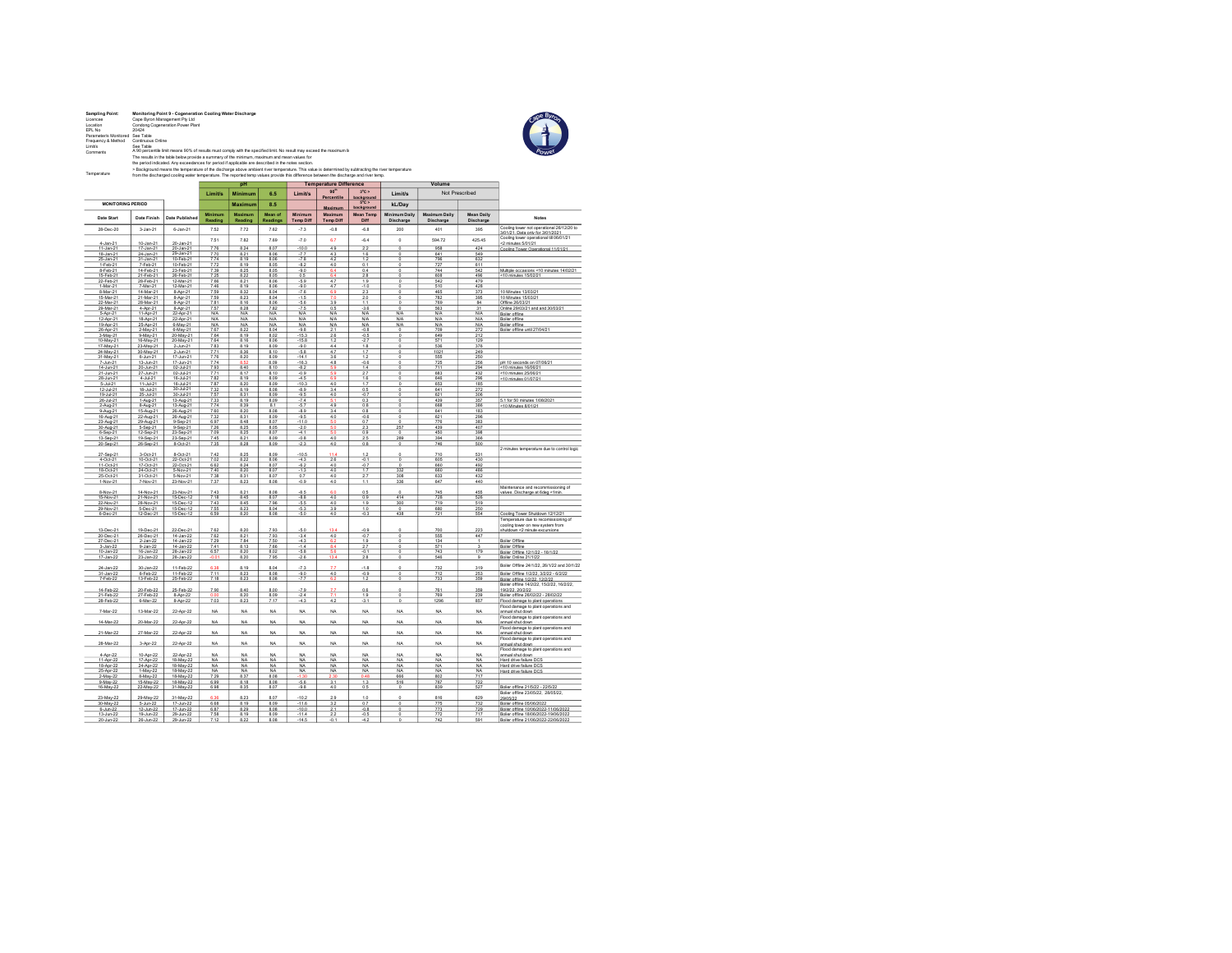| | |
|---|---|
| **Sampling Point:** | **Monitoring Point 9 - Cogeneration Cooling Water Discharge** |
| Licencee | Cape Byron Management Pty Ltd |
| Location | Condong Cogeneration Power Plant |
| EPL No | 20424 |
| Parameters Monitored | See Table |
| Frequency & Method | Continuous Online |
| Limits | See Table |
| Comments | A 90 percentile limit means 90% of results must comply with the specified limit. No result may exceed the maximum li. The results in the table below provide a summary of the minimum, maximum and mean values for the period indicated. Any exceedances for period if applicable are described in the notes section. |
| Temperature | * Background means the temperature of the discharge above ambient river temperature. This value is determined by subtracting the river temperature from the discharged cooling water temperature. The reported temp values provide this difference between the discharge and river temp. |

| | | | pH | | | Temperature Difference | | | | Volume | | | |
|---|---|---|---|---|---|---|---|---|---|---|---|---|---|
| | | | Limits | Minimum | 6.5 | Limits | 90th Percentile | 3°C > background | Limits | Not Prescribed | | | |
| MONITORING PERIOD | | | | Maximum | 8.5 | | | Maximum 5°C > background | kL/Day | | | | |
| Date Start | Date Finish | Date Published | Minimum Reading | Maximum Reading | Mean of Readings | Minimum Temp Diff | Maximum Temp Diff | Mean Temp Diff | Minimum Daily Discharge | Maximum Daily Discharge | Mean Daily Discharge | Notes |
| 28-Dec-20 | 3-Jan-21 | 6-Jan-21 | 7.52 | 7.72 | 7.62 | -7.3 | -0.8 | -6.8 | 200 | 401 | 395 | Cooling tower not operational 28/12/20 to 3/01/21. Data only for 30/1/2021 |
| 4-Jan-21 | 10-Jan-21 | 20-Jan-21 | 7.51 | 7.82 | 7.69 | -7.0 | 6.7 | -6.4 | 0 | 594.72 | 425.45 | Cooling Tower operational till 06/01/21 <2 minutes 5/01/21 |
| 11-Jan-21 | 17-Jan-21 | 20-Jan-21 | 7.76 | 8.24 | 8.07 | -10.0 | 4.9 | 2.2 | 0 | 958 | 424 | Cooling Tower Operational 11/01/21 |
| 18-Jan-21 | 24-Jan-21 | 29-Jan-21 | 7.70 | 8.21 | 8.06 | -7.7 | 4.3 | 1.6 | 0 | 641 | 549 | |
| 25-Jan-21 | 31-Jan-21 | 10-Feb-21 | 7.74 | 8.19 | 8.06 | -7.6 | 4.2 | 1.2 | 0 | 796 | 632 | |
| 1-Feb-21 | 7-Feb-21 | 10-Feb-21 | 7.72 | 8.19 | 8.05 | -8.2 | 4.0 | 0.1 | 0 | 727 | 611 | |
| 8-Feb-21 | 14-Feb-21 | 23-Feb-21 | 7.38 | 8.25 | 8.05 | -9.0 | 6.4 | 0.4 | 0 | 744 | 542 | Multiple occasions <10 minutes 14/02/21 |
| 15-Feb-21 | 21-Feb-21 | 26-Feb-21 | 7.25 | 8.22 | 8.05 | 0.5 | 6.4 | 2.8 | 0 | 808 | 496 | <10 minutes 15/02/21 |
| 22-Feb-21 | 28-Feb-21 | 12-Mar-21 | 7.66 | 8.21 | 8.06 | -5.9 | 4.7 | 1.9 | 0 | 542 | 479 | |
| 1-Mar-21 | 7-Mar-21 | 12-Mar-21 | 7.46 | 8.19 | 8.06 | -9.0 | 4.7 | -1.0 | 0 | 510 | 428 | |
| 8-Mar-21 | 14-Mar-21 | 8-Apr-21 | 7.59 | 8.32 | 8.04 | -7.6 | 6.9 | 2.3 | 0 | 465 | 373 | 10 Minutes 13/03/21 |
| 15-Mar-21 | 21-Mar-21 | 8-Apr-21 | 7.59 | 8.23 | 8.04 | -1.5 | 7.0 | 2.0 | 0 | 782 | 395 | 10 Minutes 15/03/21 |
| 22-Mar-21 | 28-Mar-21 | 8-Apr-21 | 7.81 | 8.16 | 8.06 | -5.6 | 3.9 | 1.1 | 0 | 769 | 84 | Offline 26/03/21 |
| 29-Mar-21 | 4-Apr-21 | 8-Apr-21 | 7.57 | 8.28 | 7.82 | -7.5 | 0.5 | -3.6 | 0 | 563 | 31 | Online 29/03/21 and and 30/03/21 |
| 5-Apr-21 | 11-Apr-21 | 22-Apr-21 | N/A | N/A | N/A | N/A | N/A | N/A | N/A | N/A | N/A | Boiler offline |
| 12-Apr-21 | 18-Apr-21 | 22-Apr-21 | N/A | N/A | N/A | N/A | N/A | N/A | N/A | N/A | N/A | Boiler offline |
| 19-Apr-21 | 25-Apr-21 | 6-May-21 | N/A | N/A | N/A | N/A | N/A | N/A | N/A | N/A | N/A | Boiler offline |
| 26-Apr-21 | 2-May-21 | 6-May-21 | 7.67 | 8.22 | 8.04 | -9.8 | 2.1 | -0.8 | 0 | 709 | 272 | Boiler offline until 27/04/21 |
| 3-May-21 | 9-May-21 | 20-May-21 | 7.64 | 8.19 | 8.02 | -15.3 | 2.6 | -0.5 | 0 | 649 | 212 | |
| 10-May-21 | 16-May-21 | 20-May-21 | 7.64 | 8.16 | 8.06 | -15.8 | 1.2 | -2.7 | 0 | 571 | 129 | |
| 17-May-21 | 23-May-21 | 2-Jun-21 | 7.83 | 8.19 | 8.09 | -9.0 | 4.4 | 1.8 | 0 | 538 | 376 | |
| 24-May-21 | 30-May-21 | 2-Jun-21 | 7.71 | 8.36 | 8.10 | -9.8 | 4.7 | 1.7 | 0 | 1021 | 249 | |
| 31-May-21 | 6-Jun-21 | 17-Jun-21 | 7.78 | 8.25 | 8.09 | -14.1 | 3.6 | 1.2 | 0 | 555 | 250 | |
| 7-Jun-21 | 13-Jun-21 | 17-Jun-21 | 7.74 | 8.62 | 8.09 | -16.3 | 4.8 | -0.6 | 0 | 725 | 256 | pH 10 seconds on 07/06/21 |
| 14-Jun-21 | 20-Jun-21 | 02-Jul-21 | 7.93 | 8.40 | 8.10 | -8.2 | 5.9 | 1.4 | 0 | 711 | 294 | <10 minutes 16/06/21 |
| 21-Jun-21 | 27-Jun-21 | 02-Jul-21 | 7.71 | 8.17 | 8.10 | -0.9 | 5.9 | 2.7 | 0 | 683 | 432 | <10 minutes 25/06/21 |
| 28-Jun-21 | 4-Jul-21 | 16-Jul-21 | 7.82 | 8.19 | 8.09 | -4.5 | 6.9 | 1.6 | 0 | 646 | 298 | <10 minutes 01/07/21 |
| 5-Jul-21 | 11-Jul-21 | 16-Jul-21 | 7.87 | 8.20 | 8.09 | -10.3 | 4.0 | 1.7 | 0 | 653 | 165 | |
| 12-Jul-21 | 18-Jul-21 | 30-Jul-21 | 7.32 | 8.19 | 8.08 | -8.9 | 3.4 | 0.5 | 0 | 641 | 272 | |
| 19-Jul-21 | 25-Jul-21 | 30-Jul-21 | 7.57 | 8.31 | 8.09 | -9.5 | 4.0 | -0.7 | 0 | 621 | 306 | |
| 26-Jul-21 | 1-Aug-21 | 13-Aug-21 | 7.33 | 8.19 | 8.09 | -7.4 | 5.1 | 0.3 | 0 | 439 | 357 | 5.1 for 50 minutes 1/08/2021 |
| 2-Aug-21 | 8-Aug-21 | 13-Aug-21 | 7.74 | 8.39 | 8.1 | -5.7 | 4.9 | 0.6 | 0 | 668 | 386 | <10 Minutes 8/01/21 |
| 9-Aug-21 | 15-Aug-21 | 26-Aug-21 | 7.60 | 8.20 | 8.08 | -8.9 | 3.4 | 0.6 | 0 | 641 | 183 | |
| 16-Aug-21 | 22-Aug-21 | 26-Aug-21 | 7.32 | 8.31 | 8.09 | -9.5 | 4.0 | -0.6 | 0 | 621 | 296 | |
| 23-Aug-21 | 29-Aug-21 | 9-Sep-21 | 6.97 | 8.48 | 8.07 | -11.0 | 5.0 | 0.7 | 0 | 776 | 383 | |
| 30-Aug-21 | 5-Sep-21 | 9-Sep-21 | 7.29 | 8.25 | 8.05 | -2.0 | 5.0 | 2.3 | 257 | 439 | 407 | |
| 6-Sep-21 | 12-Sep-21 | 23-Sep-21 | 7.09 | 8.25 | 8.07 | -4.1 | 5.0 | 0.9 | 0 | 450 | 398 | |
| 13-Sep-21 | 19-Sep-21 | 23-Sep-21 | 7.45 | 8.21 | 8.09 | -0.8 | 4.0 | 2.5 | 288 | 394 | 366 | |
| 20-Sep-21 | 26-Sep-21 | 8-Oct-21 | 7.35 | 8.28 | 8.09 | -2.3 | 4.0 | 0.6 | 0 | 746 | 500 | |
| 27-Sep-21 | 3-Oct-21 | 8-Oct-21 | 7.42 | 8.25 | 8.09 | -10.5 | 11.4 | 1.2 | 0 | 710 | 531 | 2 minutes temperature due to control logic |
| 4-Oct-21 | 10-Oct-21 | 22-Oct-21 | 7.02 | 8.22 | 8.06 | -4.3 | 2.6 | -0.1 | 0 | 605 | 430 | |
| 11-Oct-21 | 17-Oct-21 | 22-Oct-21 | 6.62 | 8.24 | 8.07 | -6.2 | 4.0 | -0.7 | 0 | 660 | 492 | |
| 18-Oct-21 | 24-Oct-21 | 5-Nov-21 | 7.40 | 8.20 | 8.07 | -1.3 | 4.0 | 1.7 | 332 | 660 | 486 | |
| 25-Oct-21 | 31-Oct-21 | 5-Nov-21 | 7.38 | 8.31 | 8.07 | 0.7 | 4.0 | 2.7 | 308 | 633 | 432 | |
| 1-Nov-21 | 7-Nov-21 | 23-Nov-21 | 7.37 | 8.23 | 8.08 | -0.9 | 4.0 | 1.1 | 336 | 647 | 440 | |
| 8-Nov-21 | 14-Nov-21 | 23-Nov-21 | 7.43 | 8.21 | 8.08 | -8.5 | 6.0 | 0.5 | 0 | 745 | 455 | Maintenance and recommissioning of valves. Discharge at 6deg <1min. |
| 15-Nov-21 | 21-Nov-21 | 15-Dec-12 | 7.18 | 8.45 | 8.07 | -6.8 | 4.0 | 0.9 | 414 | 728 | 526 | |
| 22-Nov-21 | 28-Nov-21 | 15-Dec-12 | 7.43 | 8.45 | 7.96 | -5.5 | 4.0 | 1.9 | 300 | 719 | 519 | |
| 29-Nov-21 | 5-Dec-21 | 15-Dec-12 | 7.55 | 8.23 | 8.04 | -5.3 | 3.9 | 1.0 | 0 | 680 | 250 | |
| 6-Dec-21 | 12-Dec-21 | 15-Dec-12 | 6.59 | 8.20 | 8.08 | -5.0 | 4.0 | -0.3 | 438 | 721 | 554 | Cooling Tower Shutdown 12/12/21 |
| 13-Dec-21 | 19-Dec-21 | 22-Dec-21 | 7.62 | 8.20 | 7.93 | -5.0 | 13.4 | -0.9 | 0 | 700 | 223 | Temperature due to recomissioning of cooling tower on new system from shutdown <2 minute excursions |
| 20-Dec-21 | 26-Dec-21 | 14-Jan-22 | 7.62 | 8.21 | 7.93 | -3.4 | 4.0 | -0.7 | 0 | 505 | 447 | |
| 27-Dec-21 | 2-Jan-22 | 14-Jan-22 | 7.29 | 7.84 | 7.50 | -4.3 | 6.2 | 1.8 | 0 | 134 | 1 | Boiler Offline |
| 3-Jan-22 | 9-Jan-22 | 14-Jan-22 | 7.41 | 8.13 | 7.66 | -1.4 | 6.4 | 2.7 | 0 | 571 | 3 | Boiler Offline |
| 10-Jan-22 | 16-Jan-22 | 28-Jan-22 | 6.57 | 8.20 | 8.02 | -5.8 | 5.6 | -0.1 | 0 | 743 | 179 | Boiler Offline 12/1/22 - 18/1/22 |
| 17-Jan-22 | 23-Jan-22 | 28-Jan-22 | -0.01 | 8.20 | 7.95 | -2.6 | 13.4 | 2.8 | 0 | 546 | 9 | Boiler Online 21/1/22 |
| 24-Jan-22 | 30-Jan-22 | 11-Feb-22 | 6.38 | 8.19 | 8.04 | -7.3 | 7.7 | -1.8 | 0 | 732 | 319 | Boiler Offline 24/1/22, 26/1/22 and 30/1/22 |
| 31-Jan-22 | 6-Feb-22 | 11-Feb-22 | 7.11 | 8.23 | 8.08 | -9.0 | 4.0 | -0.8 | 0 | 712 | 253 | Boiler Offline 1/2/22, 3/2/22 - 6/2/22 |
| 7-Feb-22 | 13-Feb-22 | 25-Feb-22 | 7.18 | 8.23 | 8.08 | -7.7 | 6.2 | 1.2 | 0 | 733 | 358 | Boiler offline 10/2/22, 12/2/22 |
| 14-Feb-22 | 20-Feb-22 | 25-Feb-22 | 7.96 | 8.40 | 8.00 | -7.9 | 7.7 | 0.6 | 0 | 761 | 356 | Boiler offline 14/2/22, 15/2/22, 16/2/22, 19/2/22, 20/2/22 |
| 21-Feb-22 | 27-Feb-22 | 8-Apr-22 | 0.00 | 8.20 | 8.09 | -2.4 | 7.1 | 1.9 | 0 | 769 | 239 | Boiler offline 26/02/22 - 28/02/22 |
| 28-Feb-22 | 6-Mar-22 | 8-Apr-22 | 7.03 | 8.23 | 7.17 | -4.3 | 4.2 | -3.1 | 0 | 1296 | 857 | Flood damage to plant operations |
| 7-Mar-22 | 13-Mar-22 | 22-Apr-22 | NA | NA | NA | NA | NA | NA | NA | NA | NA | Flood damage to plant operations and annual shut down |
| 14-Mar-22 | 20-Mar-22 | 22-Apr-22 | NA | NA | NA | NA | NA | NA | NA | NA | NA | Flood damage to plant operations and annual shut down |
| 21-Mar-22 | 27-Mar-22 | 22-Apr-22 | NA | NA | NA | NA | NA | NA | NA | NA | NA | Flood damage to plant operations and annual shut down |
| 28-Mar-22 | 3-Apr-22 | 22-Apr-22 | NA | NA | NA | NA | NA | NA | NA | NA | NA | Flood damage to plant operations and annual shut down |
| 4-Apr-22 | 10-Apr-22 | 22-Apr-22 | NA | NA | NA | NA | NA | NA | NA | NA | NA | Flood damage to plant operations and annual shut down |
| 11-Apr-22 | 17-Apr-22 | 18-May-22 | NA | NA | NA | NA | NA | NA | NA | NA | NA | Hard drive failure DCS |
| 18-Apr-22 | 24-Apr-22 | 18-May-22 | NA | NA | NA | NA | NA | NA | NA | NA | NA | Hard drive failure DCS |
| 25-Apr-22 | 1-May-22 | 18-May-22 | NA | NA | NA | NA | NA | NA | NA | NA | NA | Hard drive failure DCS |
| 2-May-22 | 8-May-22 | 18-May-22 | 7.29 | 8.37 | 8.06 | -1.30 | 2.30 | 0.40 | 666 | 802 | 717 | |
| 9-May-22 | 15-May-22 | 18-May-22 | 6.99 | 8.18 | 8.08 | -5.6 | 3.1 | 1.3 | 516 | 787 | 722 | |
| 16-May-22 | 22-May-22 | 31-May-22 | 6.98 | 8.35 | 8.07 | -9.8 | 4.0 | 0.5 | 0 | 839 | 527 | Boiler offline 21/5/22 - 22/5/22 |
| 23-May-22 | 29-May-22 | 31-May-22 | 6.38 | 8.23 | 8.07 | -10.2 | 2.9 | 1.0 | 0 | 816 | 629 | Boiler offline 23/05/22, 28/05/22, 29/05/22 |
| 30-May-22 | 5-Jun-22 | 17-Jun-22 | 6.68 | 8.19 | 8.09 | -11.6 | 3.2 | 0.7 | 0 | 775 | 732 | Boiler offline 05/06/2022 |
| 6-Jun-22 | 12-Jun-22 | 17-Jun-22 | 6.87 | 8.29 | 8.08 | -10.0 | 2.1 | -0.8 | 0 | 773 | 729 | Boiler offline 10/06/2022-11/06/2022 |
| 13-Jun-22 | 19-Jun-22 | 29-Jun-22 | 7.58 | 8.19 | 8.09 | -11.4 | 2.2 | -0.5 | 0 | 772 | 717 | Boiler offline 18/06/2022-19/06/2022 |
| 20-Jun-22 | 26-Jun-22 | 29-Jun-22 | 7.12 | 8.22 | 8.08 | -14.5 | -0.1 | -4.2 | 0 | 742 | 591 | Boiler offline 21/06/2022-22/06/2022 |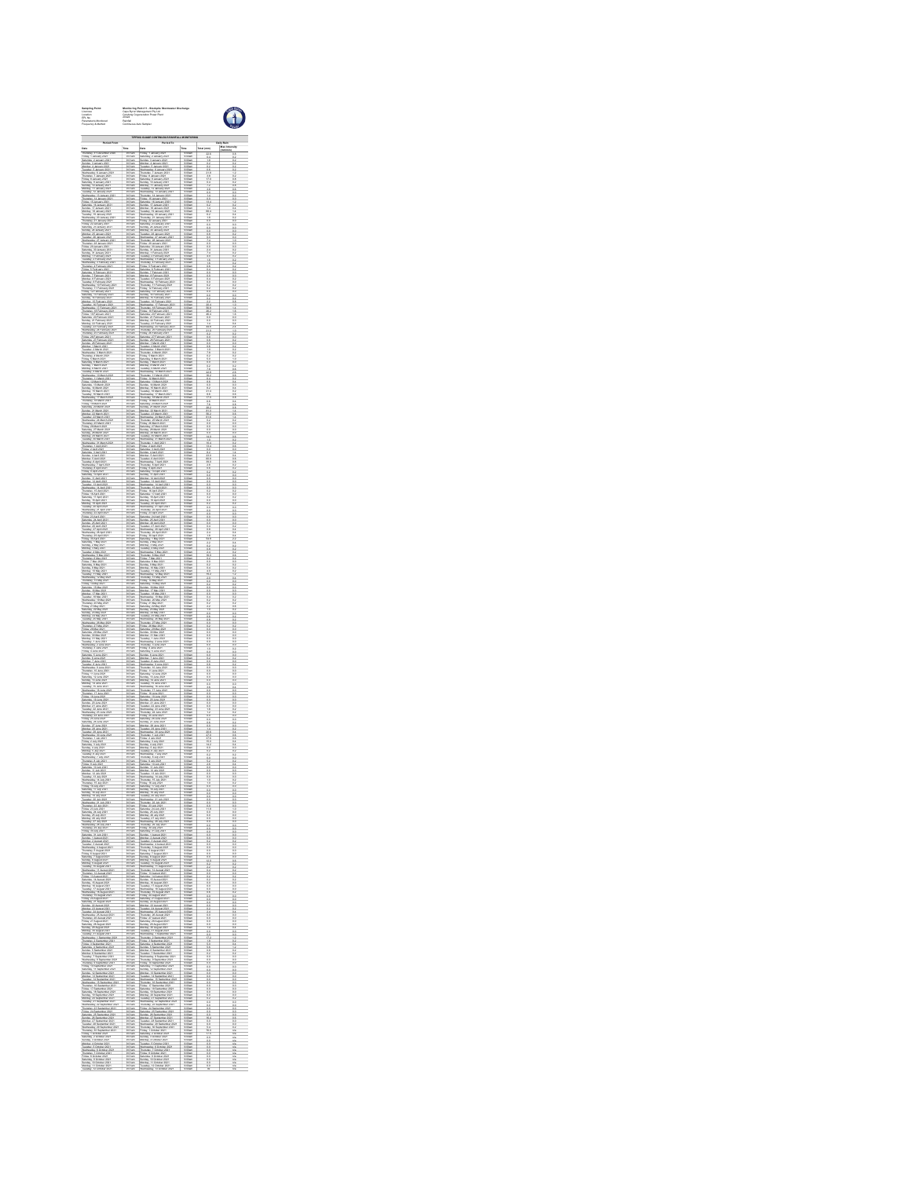**Sampling Point:** Monitoring Point 11 - Seepage Stormwater Discharge

**Licensee:** Cape Byron Management Pty Ltd

**Location:** Condong Cogeneration Power Plant

**EPL No:** 20494

**Parameter Monitored:** Rainfall

**Frequency Collected:** Continuous Auto Sampler

**TIPPING BUCKET CONTINUOUS RAINFALL MONITORING**

| Period From | | Period To | | Daily Rain | |
|---|---|---|---|---|---|
| Date | Time | Date | Time | Total (mm) | Max Intensity (mm/hr) |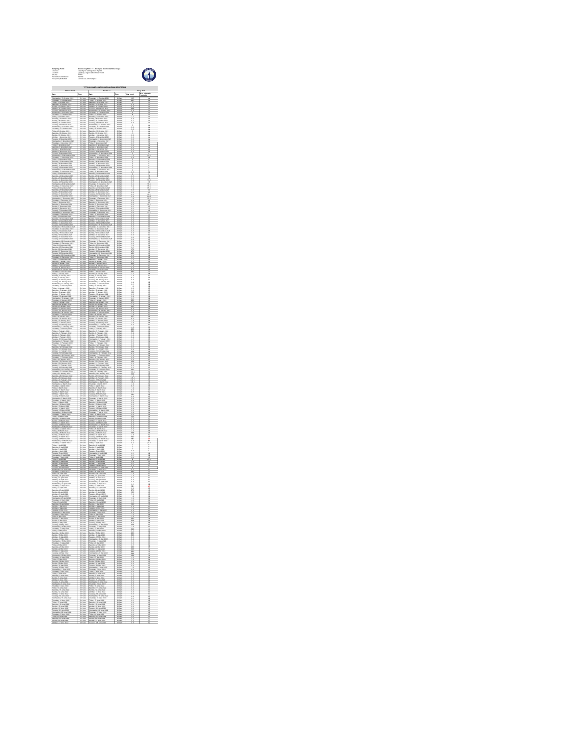**Sampling Point:** Monitoring Point 11 - Stockpile Stormwater Discharge
**Licensee:** Cape Byron Management Pty Ltd
**Location:** Condong Cogeneration Power Plant

| Period From | | Period To | | Daily Rain | |
|---|---|---|---|---|---|
| Date | Time | Date | Time | Total (mm) | Max Intensity (mm/hr) |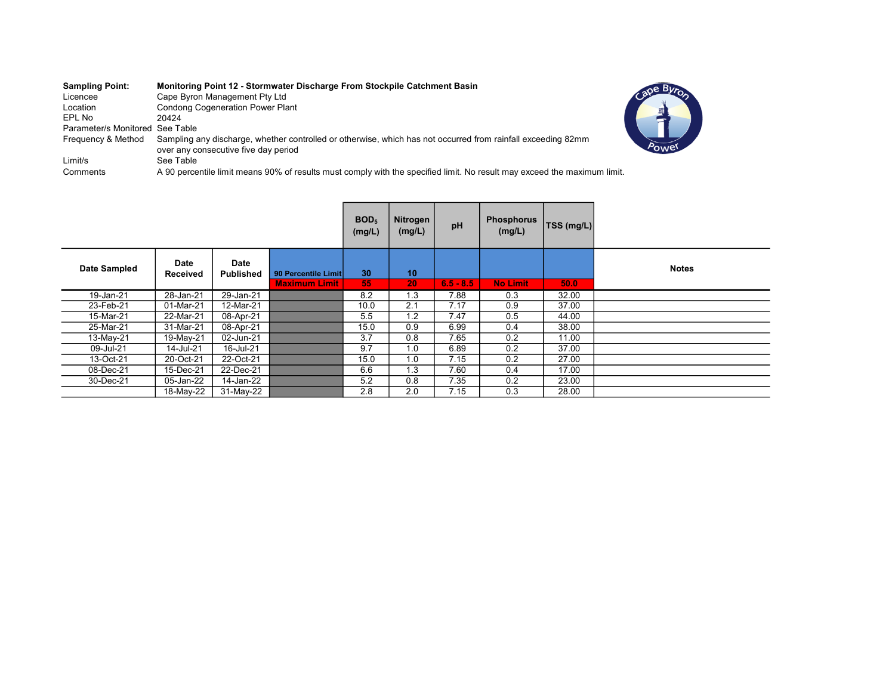| | |
|---|---|
| **Sampling Point:** | **Monitoring Point 12 - Stormwater Discharge From Stockpile Catchment Basin** |
| Licencee | Cape Byron Management Pty Ltd |
| Location | Condong Cogeneration Power Plant |
| EPL No | 20424 |
| Parameter/s Monitored | See Table |
| Frequency & Method | Sampling any discharge, whether controlled or otherwise, which has not occurred from rainfall exceeding 82mm over any consecutive five day period |
| Limit/s | See Table |
| Comments | A 90 percentile limit means 90% of results must comply with the specified limit. No result may exceed the maximum limit. |

| Date Sampled | Date Received | Date Published | | $BOD_5$ (mg/L) | Nitrogen (mg/L) | pH | Phosphorus (mg/L) | TSS (mg/L) | Notes |
|---|---|---|---|---|---|---|---|---|---|
| | | | 90 Percentile Limit | 30 | 10 | | | | |
| | | | Maximum Limit | 55 | 20 | 6.5 - 8.5 | No Limit | 50.0 | |
| 19-Jan-21 | 28-Jan-21 | 29-Jan-21 | | 8.2 | 1.3 | 7.88 | 0.3 | 32.00 | |
| 23-Feb-21 | 01-Mar-21 | 12-Mar-21 | | 10.0 | 2.1 | 7.17 | 0.9 | 37.00 | |
| 15-Mar-21 | 22-Mar-21 | 08-Apr-21 | | 5.5 | 1.2 | 7.47 | 0.5 | 44.00 | |
| 25-Mar-21 | 31-Mar-21 | 08-Apr-21 | | 15.0 | 0.9 | 6.99 | 0.4 | 38.00 | |
| 13-May-21 | 19-May-21 | 02-Jun-21 | | 3.7 | 0.8 | 7.65 | 0.2 | 11.00 | |
| 09-Jul-21 | 14-Jul-21 | 16-Jul-21 | | 9.7 | 1.0 | 6.89 | 0.2 | 37.00 | |
| 13-Oct-21 | 20-Oct-21 | 22-Oct-21 | | 15.0 | 1.0 | 7.15 | 0.2 | 27.00 | |
| 08-Dec-21 | 15-Dec-21 | 22-Dec-21 | | 6.6 | 1.3 | 7.60 | 0.4 | 17.00 | |
| 30-Dec-21 | 05-Jan-22 | 14-Jan-22 | | 5.2 | 0.8 | 7.35 | 0.2 | 23.00 | |
| | 18-May-22 | 31-May-22 | | 2.8 | 2.0 | 7.15 | 0.3 | 28.00 | |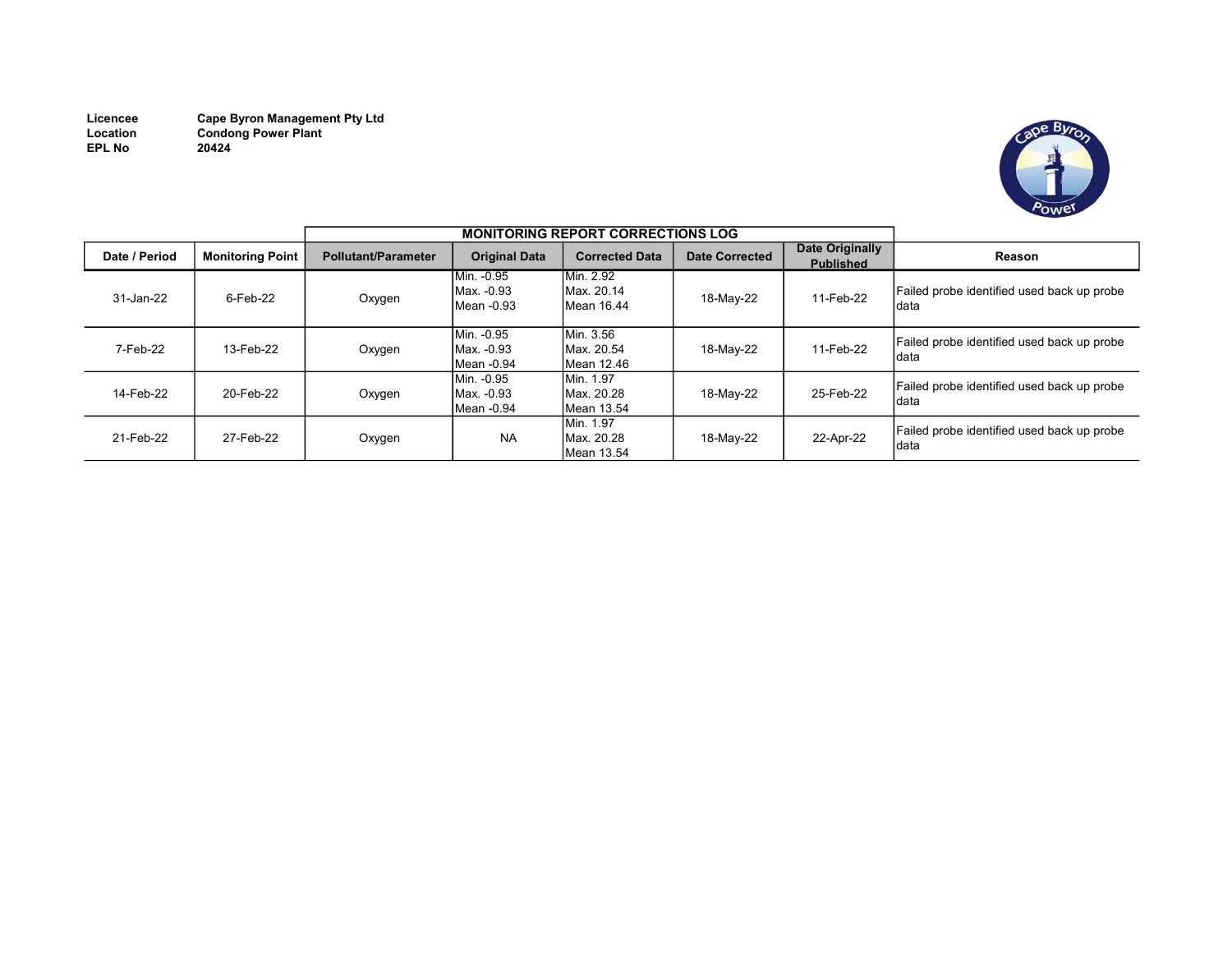**Licencee** Cape Byron Management Pty Ltd
**Location** Condong Power Plant
**EPL No** 20424

## MONITORING REPORT CORRECTIONS LOG

| Date / Period | Monitoring Point | Pollutant/Parameter | Original Data | Corrected Data | Date Corrected | Date Originally Published | Reason |
|---|---|---|---|---|---|---|---|
| 31-Jan-22 | 6-Feb-22 | Oxygen | Min. -0.95<br>Max. -0.93<br>Mean -0.93 | Min. 2.92<br>Max. 20.14<br>Mean 16.44 | 18-May-22 | 11-Feb-22 | Failed probe identified used back up probe data |
| 7-Feb-22 | 13-Feb-22 | Oxygen | Min. -0.95<br>Max. -0.93<br>Mean -0.94 | Min. 3.56<br>Max. 20.54<br>Mean 12.46 | 18-May-22 | 11-Feb-22 | Failed probe identified used back up probe data |
| 14-Feb-22 | 20-Feb-22 | Oxygen | Min. -0.95<br>Max. -0.93<br>Mean -0.94 | Min. 1.97<br>Max. 20.28<br>Mean 13.54 | 18-May-22 | 25-Feb-22 | Failed probe identified used back up probe data |
| 21-Feb-22 | 27-Feb-22 | Oxygen | NA | Min. 1.97<br>Max. 20.28<br>Mean 13.54 | 18-May-22 | 22-Apr-22 | Failed probe identified used back up probe data |